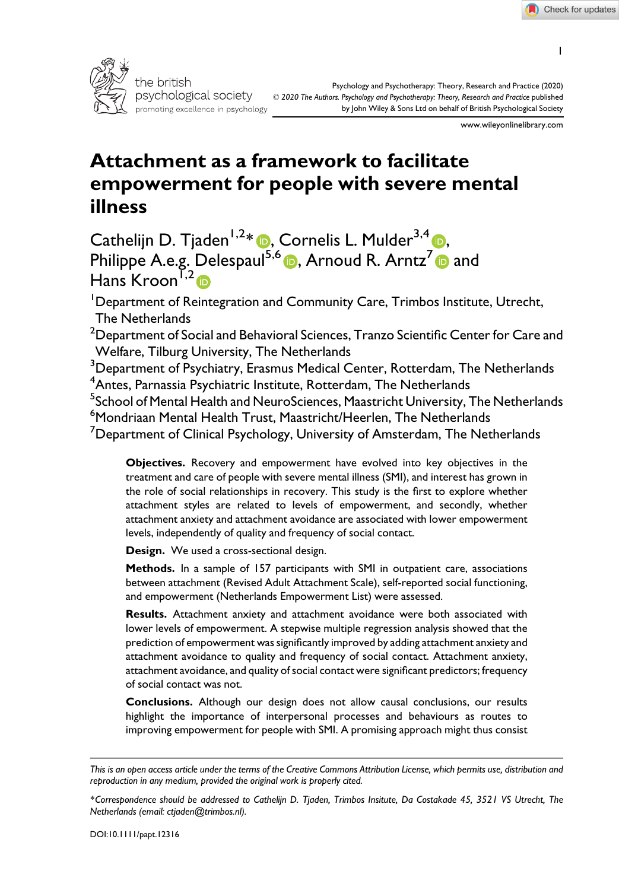# Attachment as a framework to facilitate empowerment for people with severe mental illness

Cathelijn D. Tjaden[1,2]*, Cornelis L. Mulder[3,4], Philippe A.e.g. Delespaul[5,6], Arnoud R. Arntz[7] and Hans Kroon[1,2]

[1]Department of Reintegration and Community Care, Trimbos Institute, Utrecht, The Netherlands

[2]Department of Social and Behavioral Sciences, Tranzo Scientific Center for Care and Welfare, Tilburg University, The Netherlands

[3]Department of Psychiatry, Erasmus Medical Center, Rotterdam, The Netherlands

[4]Antes, Parnassia Psychiatric Institute, Rotterdam, The Netherlands

[5]School of Mental Health and NeuroSciences, Maastricht University, The Netherlands

[6]Mondriaan Mental Health Trust, Maastricht/Heerlen, The Netherlands

[7]Department of Clinical Psychology, University of Amsterdam, The Netherlands

**Objectives.** Recovery and empowerment have evolved into key objectives in the treatment and care of people with severe mental illness (SMI), and interest has grown in the role of social relationships in recovery. This study is the first to explore whether attachment styles are related to levels of empowerment, and secondly, whether attachment anxiety and attachment avoidance are associated with lower empowerment levels, independently of quality and frequency of social contact.

**Design.** We used a cross-sectional design.

**Methods.** In a sample of 157 participants with SMI in outpatient care, associations between attachment (Revised Adult Attachment Scale), self-reported social functioning, and empowerment (Netherlands Empowerment List) were assessed.

**Results.** Attachment anxiety and attachment avoidance were both associated with lower levels of empowerment. A stepwise multiple regression analysis showed that the prediction of empowerment was significantly improved by adding attachment anxiety and attachment avoidance to quality and frequency of social contact. Attachment anxiety, attachment avoidance, and quality of social contact were significant predictors; frequency of social contact was not.

**Conclusions.** Although our design does not allow causal conclusions, our results highlight the importance of interpersonal processes and behaviours as routes to improving empowerment for people with SMI. A promising approach might thus consist

---

*This is an open access article under the terms of the Creative Commons Attribution License, which permits use, distribution and reproduction in any medium, provided the original work is properly cited.*

*Correspondence should be addressed to Cathelijn D. Tjaden, Trimbos Insitute, Da Costakade 45, 3521 VS Utrecht, The Netherlands (email: ctjaden@trimbos.nl).*

DOI:10.1111/papt.12316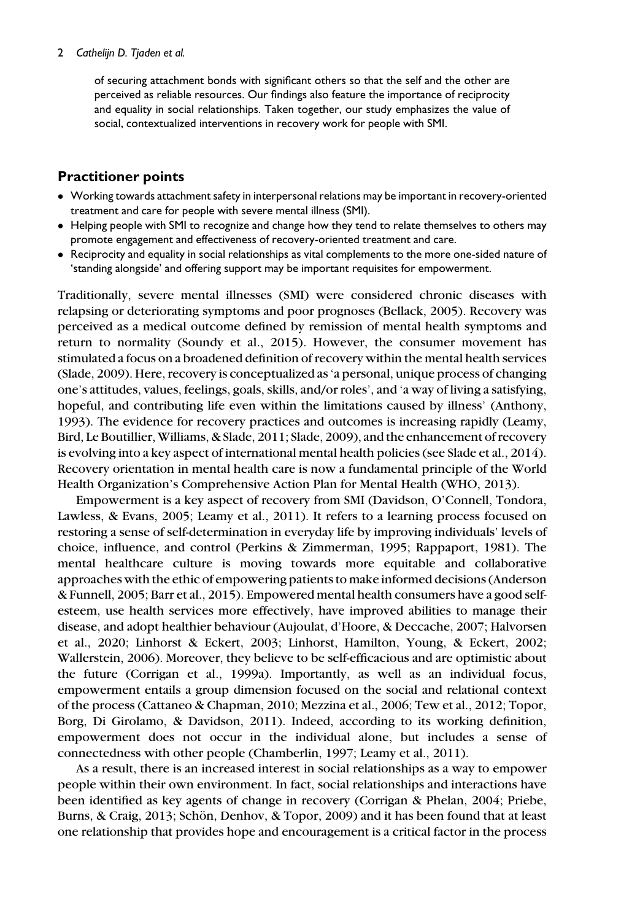of securing attachment bonds with significant others so that the self and the other are perceived as reliable resources. Our findings also feature the importance of reciprocity and equality in social relationships. Taken together, our study emphasizes the value of social, contextualized interventions in recovery work for people with SMI.

## Practitioner points

- Working towards attachment safety in interpersonal relations may be important in recovery-oriented treatment and care for people with severe mental illness (SMI).
- Helping people with SMI to recognize and change how they tend to relate themselves to others may promote engagement and effectiveness of recovery-oriented treatment and care.
- Reciprocity and equality in social relationships as vital complements to the more one-sided nature of 'standing alongside' and offering support may be important requisites for empowerment.

Traditionally, severe mental illnesses (SMI) were considered chronic diseases with relapsing or deteriorating symptoms and poor prognoses (Bellack, 2005). Recovery was perceived as a medical outcome defined by remission of mental health symptoms and return to normality (Soundy et al., 2015). However, the consumer movement has stimulated a focus on a broadened definition of recovery within the mental health services (Slade, 2009). Here, recovery is conceptualized as 'a personal, unique process of changing one's attitudes, values, feelings, goals, skills, and/or roles', and 'a way of living a satisfying, hopeful, and contributing life even within the limitations caused by illness' (Anthony, 1993). The evidence for recovery practices and outcomes is increasing rapidly (Leamy, Bird, Le Boutillier, Williams, & Slade, 2011; Slade, 2009), and the enhancement of recovery is evolving into a key aspect of international mental health policies (see Slade et al., 2014). Recovery orientation in mental health care is now a fundamental principle of the World Health Organization's Comprehensive Action Plan for Mental Health (WHO, 2013).

Empowerment is a key aspect of recovery from SMI (Davidson, O'Connell, Tondora, Lawless, & Evans, 2005; Leamy et al., 2011). It refers to a learning process focused on restoring a sense of self-determination in everyday life by improving individuals' levels of choice, influence, and control (Perkins & Zimmerman, 1995; Rappaport, 1981). The mental healthcare culture is moving towards more equitable and collaborative approaches with the ethic of empowering patients to make informed decisions (Anderson & Funnell, 2005; Barr et al., 2015). Empowered mental health consumers have a good self-esteem, use health services more effectively, have improved abilities to manage their disease, and adopt healthier behaviour (Aujoulat, d'Hoore, & Deccache, 2007; Halvorsen et al., 2020; Linhorst & Eckert, 2003; Linhorst, Hamilton, Young, & Eckert, 2002; Wallerstein, 2006). Moreover, they believe to be self-efficacious and are optimistic about the future (Corrigan et al., 1999a). Importantly, as well as an individual focus, empowerment entails a group dimension focused on the social and relational context of the process (Cattaneo & Chapman, 2010; Mezzina et al., 2006; Tew et al., 2012; Topor, Borg, Di Girolamo, & Davidson, 2011). Indeed, according to its working definition, empowerment does not occur in the individual alone, but includes a sense of connectedness with other people (Chamberlin, 1997; Leamy et al., 2011).

As a result, there is an increased interest in social relationships as a way to empower people within their own environment. In fact, social relationships and interactions have been identified as key agents of change in recovery (Corrigan & Phelan, 2004; Priebe, Burns, & Craig, 2013; Schön, Denhov, & Topor, 2009) and it has been found that at least one relationship that provides hope and encouragement is a critical factor in the process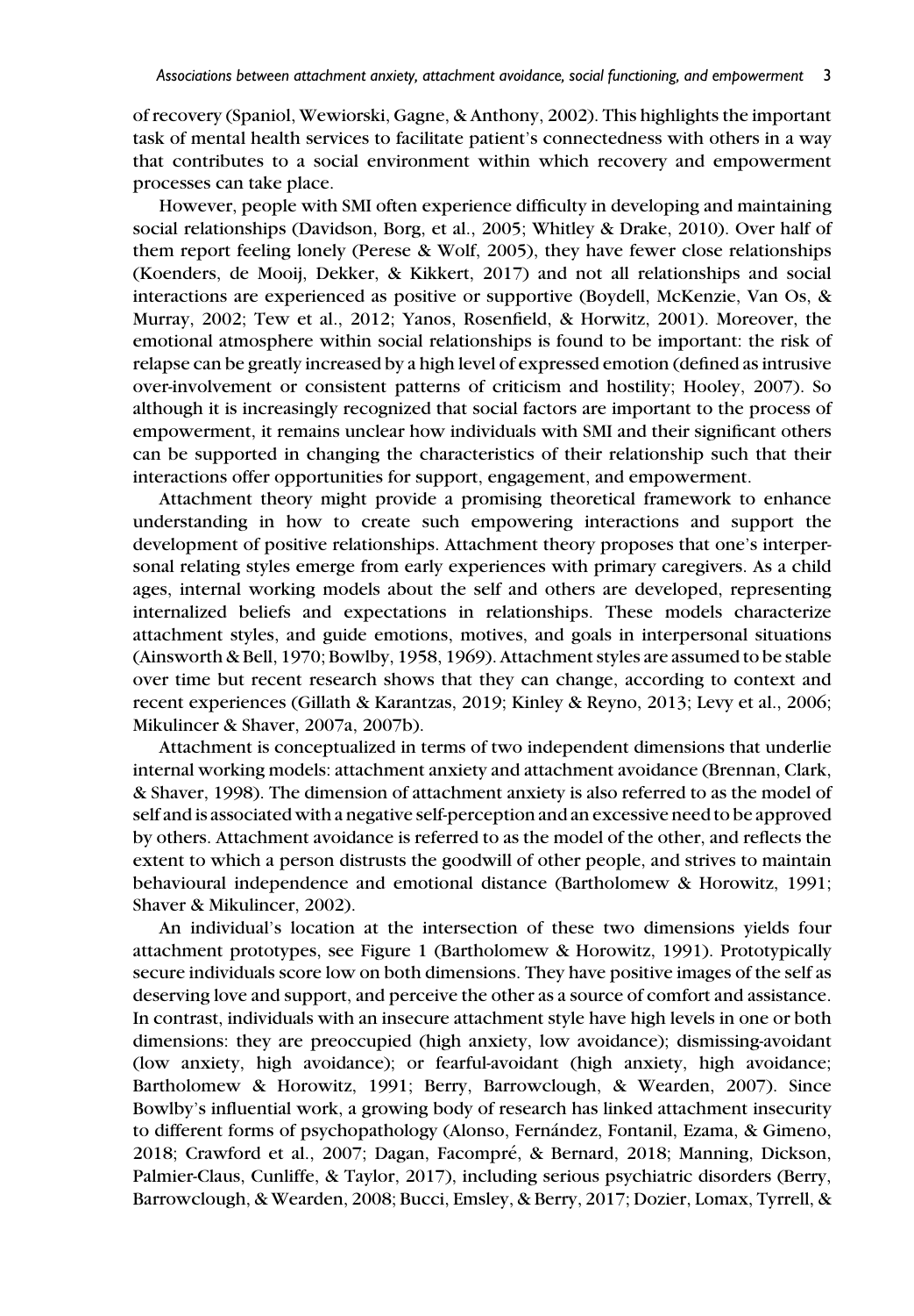of recovery (Spaniol, Wewiorski, Gagne, & Anthony, 2002). This highlights the important task of mental health services to facilitate patient's connectedness with others in a way that contributes to a social environment within which recovery and empowerment processes can take place.

However, people with SMI often experience difficulty in developing and maintaining social relationships (Davidson, Borg, et al., 2005; Whitley & Drake, 2010). Over half of them report feeling lonely (Perese & Wolf, 2005), they have fewer close relationships (Koenders, de Mooij, Dekker, & Kikkert, 2017) and not all relationships and social interactions are experienced as positive or supportive (Boydell, McKenzie, Van Os, & Murray, 2002; Tew et al., 2012; Yanos, Rosenfield, & Horwitz, 2001). Moreover, the emotional atmosphere within social relationships is found to be important: the risk of relapse can be greatly increased by a high level of expressed emotion (defined as intrusive over-involvement or consistent patterns of criticism and hostility; Hooley, 2007). So although it is increasingly recognized that social factors are important to the process of empowerment, it remains unclear how individuals with SMI and their significant others can be supported in changing the characteristics of their relationship such that their interactions offer opportunities for support, engagement, and empowerment.

Attachment theory might provide a promising theoretical framework to enhance understanding in how to create such empowering interactions and support the development of positive relationships. Attachment theory proposes that one's interpersonal relating styles emerge from early experiences with primary caregivers. As a child ages, internal working models about the self and others are developed, representing internalized beliefs and expectations in relationships. These models characterize attachment styles, and guide emotions, motives, and goals in interpersonal situations (Ainsworth & Bell, 1970; Bowlby, 1958, 1969). Attachment styles are assumed to be stable over time but recent research shows that they can change, according to context and recent experiences (Gillath & Karantzas, 2019; Kinley & Reyno, 2013; Levy et al., 2006; Mikulincer & Shaver, 2007a, 2007b).

Attachment is conceptualized in terms of two independent dimensions that underlie internal working models: attachment anxiety and attachment avoidance (Brennan, Clark, & Shaver, 1998). The dimension of attachment anxiety is also referred to as the model of self and is associated with a negative self-perception and an excessive need to be approved by others. Attachment avoidance is referred to as the model of the other, and reflects the extent to which a person distrusts the goodwill of other people, and strives to maintain behavioural independence and emotional distance (Bartholomew & Horowitz, 1991; Shaver & Mikulincer, 2002).

An individual's location at the intersection of these two dimensions yields four attachment prototypes, see Figure 1 (Bartholomew & Horowitz, 1991). Prototypically secure individuals score low on both dimensions. They have positive images of the self as deserving love and support, and perceive the other as a source of comfort and assistance. In contrast, individuals with an insecure attachment style have high levels in one or both dimensions: they are preoccupied (high anxiety, low avoidance); dismissing-avoidant (low anxiety, high avoidance); or fearful-avoidant (high anxiety, high avoidance; Bartholomew & Horowitz, 1991; Berry, Barrowclough, & Wearden, 2007). Since Bowlby's influential work, a growing body of research has linked attachment insecurity to different forms of psychopathology (Alonso, Fernández, Fontanil, Ezama, & Gimeno, 2018; Crawford et al., 2007; Dagan, Facompré, & Bernard, 2018; Manning, Dickson, Palmier-Claus, Cunliffe, & Taylor, 2017), including serious psychiatric disorders (Berry, Barrowclough, & Wearden, 2008; Bucci, Emsley, & Berry, 2017; Dozier, Lomax, Tyrrell, &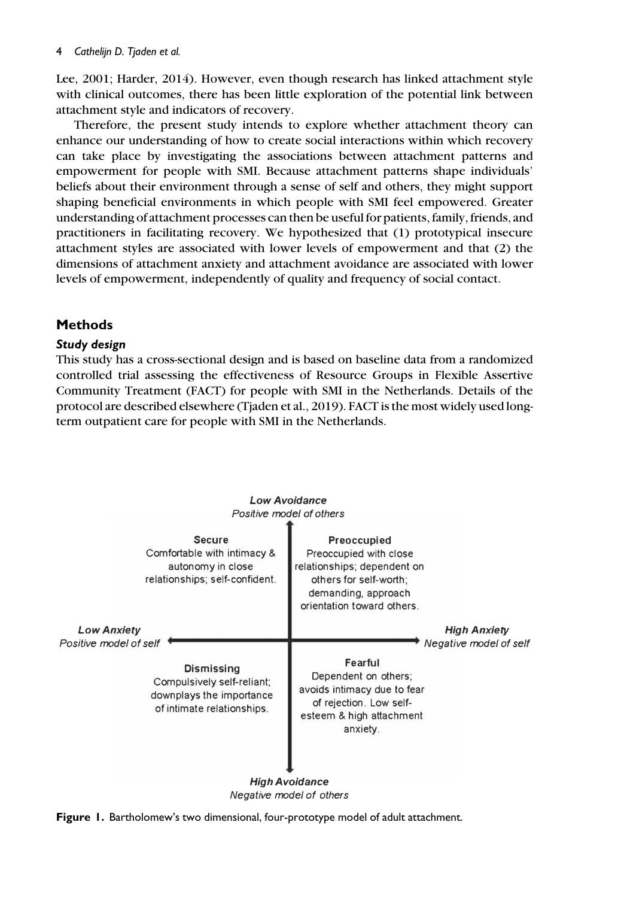Lee, 2001; Harder, 2014). However, even though research has linked attachment style with clinical outcomes, there has been little exploration of the potential link between attachment style and indicators of recovery.

Therefore, the present study intends to explore whether attachment theory can enhance our understanding of how to create social interactions within which recovery can take place by investigating the associations between attachment patterns and empowerment for people with SMI. Because attachment patterns shape individuals' beliefs about their environment through a sense of self and others, they might support shaping beneficial environments in which people with SMI feel empowered. Greater understanding of attachment processes can then be useful for patients, family, friends, and practitioners in facilitating recovery. We hypothesized that (1) prototypical insecure attachment styles are associated with lower levels of empowerment and that (2) the dimensions of attachment anxiety and attachment avoidance are associated with lower levels of empowerment, independently of quality and frequency of social contact.

## Methods

### *Study design*

This study has a cross-sectional design and is based on baseline data from a randomized controlled trial assessing the effectiveness of Resource Groups in Flexible Assertive Community Treatment (FACT) for people with SMI in the Netherlands. Details of the protocol are described elsewhere (Tjaden et al., 2019). FACT is the most widely used long-term outpatient care for people with SMI in the Netherlands.

*Low Avoidance*
*Positive model of others*

Secure
Comfortable with intimacy & autonomy in close relationships; self-confident.

Preoccupied
Preoccupied with close relationships; dependent on others for self-worth; demanding, approach orientation toward others.

*Low Anxiety*
*Positive model of self*

*High Anxiety*
*Negative model of self*

Dismissing
Compulsively self-reliant; downplays the importance of intimate relationships.

Fearful
Dependent on others; avoids intimacy due to fear of rejection. Low self-esteem & high attachment anxiety.

*High Avoidance*
*Negative model of others*

**Figure 1.** Bartholomew's two dimensional, four-prototype model of adult attachment.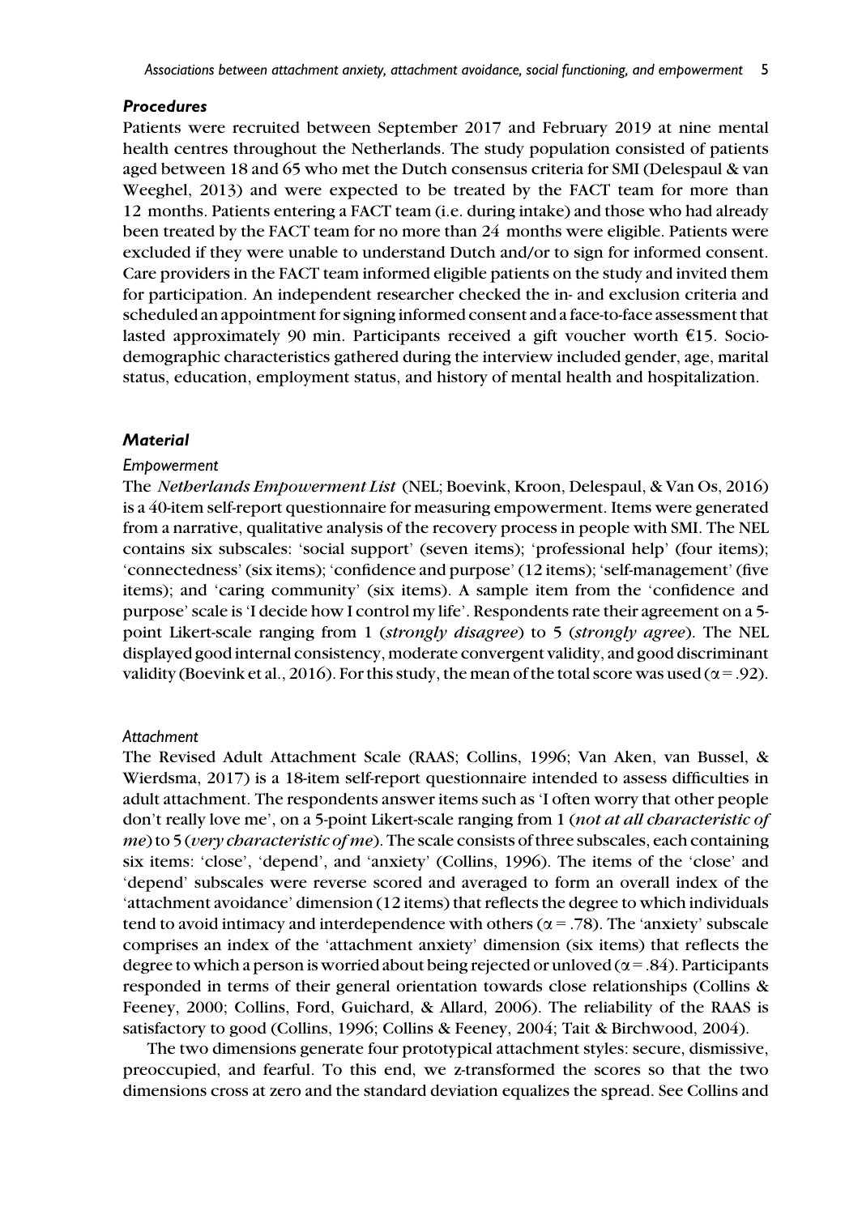### *Procedures*

Patients were recruited between September 2017 and February 2019 at nine mental health centres throughout the Netherlands. The study population consisted of patients aged between 18 and 65 who met the Dutch consensus criteria for SMI (Delespaul & van Weeghel, 2013) and were expected to be treated by the FACT team for more than 12 months. Patients entering a FACT team (i.e. during intake) and those who had already been treated by the FACT team for no more than 24 months were eligible. Patients were excluded if they were unable to understand Dutch and/or to sign for informed consent. Care providers in the FACT team informed eligible patients on the study and invited them for participation. An independent researcher checked the in- and exclusion criteria and scheduled an appointment for signing informed consent and a face-to-face assessment that lasted approximately 90 min. Participants received a gift voucher worth €15. Socio-demographic characteristics gathered during the interview included gender, age, marital status, education, employment status, and history of mental health and hospitalization.

### *Material*

#### *Empowerment*

The *Netherlands Empowerment List* (NEL; Boevink, Kroon, Delespaul, & Van Os, 2016) is a 40-item self-report questionnaire for measuring empowerment. Items were generated from a narrative, qualitative analysis of the recovery process in people with SMI. The NEL contains six subscales: 'social support' (seven items); 'professional help' (four items); 'connectedness' (six items); 'confidence and purpose' (12 items); 'self-management' (five items); and 'caring community' (six items). A sample item from the 'confidence and purpose' scale is 'I decide how I control my life'. Respondents rate their agreement on a 5-point Likert-scale ranging from 1 (*strongly disagree*) to 5 (*strongly agree*). The NEL displayed good internal consistency, moderate convergent validity, and good discriminant validity (Boevink et al., 2016). For this study, the mean of the total score was used ($\alpha = .92$).

#### *Attachment*

The Revised Adult Attachment Scale (RAAS; Collins, 1996; Van Aken, van Bussel, & Wierdsma, 2017) is a 18-item self-report questionnaire intended to assess difficulties in adult attachment. The respondents answer items such as 'I often worry that other people don't really love me', on a 5-point Likert-scale ranging from 1 (*not at all characteristic of me*) to 5 (*very characteristic of me*). The scale consists of three subscales, each containing six items: 'close', 'depend', and 'anxiety' (Collins, 1996). The items of the 'close' and 'depend' subscales were reverse scored and averaged to form an overall index of the 'attachment avoidance' dimension (12 items) that reflects the degree to which individuals tend to avoid intimacy and interdependence with others ($\alpha = .78$). The 'anxiety' subscale comprises an index of the 'attachment anxiety' dimension (six items) that reflects the degree to which a person is worried about being rejected or unloved ($\alpha = .84$). Participants responded in terms of their general orientation towards close relationships (Collins & Feeney, 2000; Collins, Ford, Guichard, & Allard, 2006). The reliability of the RAAS is satisfactory to good (Collins, 1996; Collins & Feeney, 2004; Tait & Birchwood, 2004).

The two dimensions generate four prototypical attachment styles: secure, dismissive, preoccupied, and fearful. To this end, we z-transformed the scores so that the two dimensions cross at zero and the standard deviation equalizes the spread. See Collins and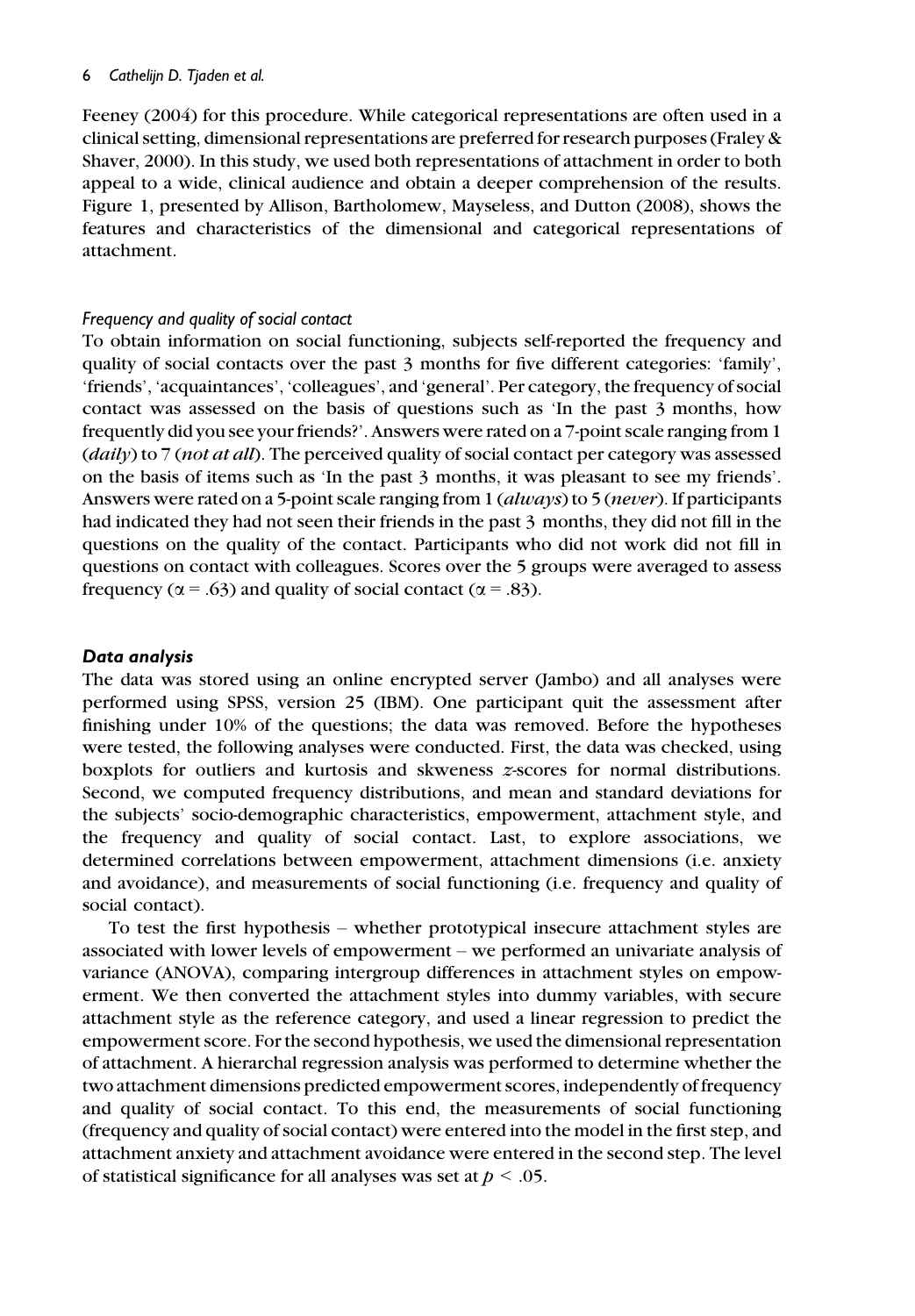Feeney (2004) for this procedure. While categorical representations are often used in a clinical setting, dimensional representations are preferred for research purposes (Fraley & Shaver, 2000). In this study, we used both representations of attachment in order to both appeal to a wide, clinical audience and obtain a deeper comprehension of the results. Figure 1, presented by Allison, Bartholomew, Mayseless, and Dutton (2008), shows the features and characteristics of the dimensional and categorical representations of attachment.

#### *Frequency and quality of social contact*

To obtain information on social functioning, subjects self-reported the frequency and quality of social contacts over the past 3 months for five different categories: 'family', 'friends', 'acquaintances', 'colleagues', and 'general'. Per category, the frequency of social contact was assessed on the basis of questions such as 'In the past 3 months, how frequently did you see your friends?'. Answers were rated on a 7-point scale ranging from 1 (*daily*) to 7 (*not at all*). The perceived quality of social contact per category was assessed on the basis of items such as 'In the past 3 months, it was pleasant to see my friends'. Answers were rated on a 5-point scale ranging from 1 (*always*) to 5 (*never*). If participants had indicated they had not seen their friends in the past 3 months, they did not fill in the questions on the quality of the contact. Participants who did not work did not fill in questions on contact with colleagues. Scores over the 5 groups were averaged to assess frequency ($\alpha = .63$) and quality of social contact ($\alpha = .83$).

### **Data analysis**

The data was stored using an online encrypted server (Jambo) and all analyses were performed using SPSS, version 25 (IBM). One participant quit the assessment after finishing under 10% of the questions; the data was removed. Before the hypotheses were tested, the following analyses were conducted. First, the data was checked, using boxplots for outliers and kurtosis and skweness $z$-scores for normal distributions. Second, we computed frequency distributions, and mean and standard deviations for the subjects' socio-demographic characteristics, empowerment, attachment style, and the frequency and quality of social contact. Last, to explore associations, we determined correlations between empowerment, attachment dimensions (i.e. anxiety and avoidance), and measurements of social functioning (i.e. frequency and quality of social contact).

To test the first hypothesis – whether prototypical insecure attachment styles are associated with lower levels of empowerment – we performed an univariate analysis of variance (ANOVA), comparing intergroup differences in attachment styles on empowerment. We then converted the attachment styles into dummy variables, with secure attachment style as the reference category, and used a linear regression to predict the empowerment score. For the second hypothesis, we used the dimensional representation of attachment. A hierarchal regression analysis was performed to determine whether the two attachment dimensions predicted empowerment scores, independently of frequency and quality of social contact. To this end, the measurements of social functioning (frequency and quality of social contact) were entered into the model in the first step, and attachment anxiety and attachment avoidance were entered in the second step. The level of statistical significance for all analyses was set at $p < .05$.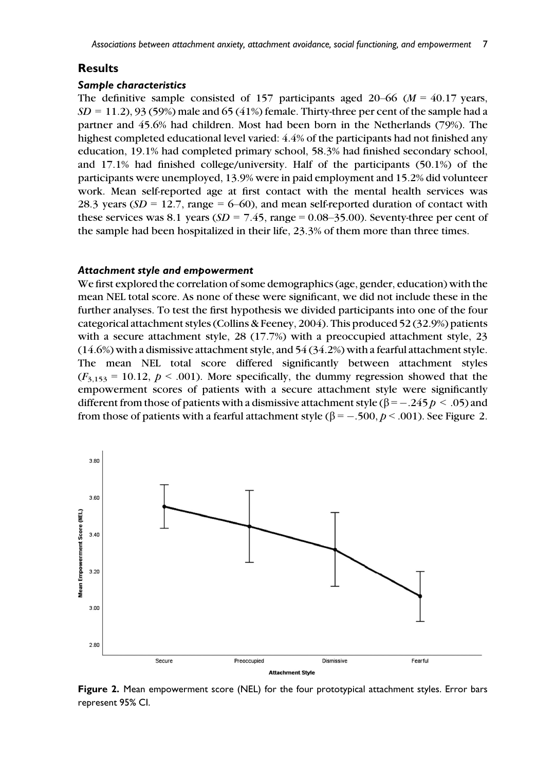## Results

### *Sample characteristics*

The definitive sample consisted of 157 participants aged 20–66 ($M$ = 40.17 years, $SD$ = 11.2), 93 (59%) male and 65 (41%) female. Thirty-three per cent of the sample had a partner and 45.6% had children. Most had been born in the Netherlands (79%). The highest completed educational level varied: 4.4% of the participants had not finished any education, 19.1% had completed primary school, 58.3% had finished secondary school, and 17.1% had finished college/university. Half of the participants (50.1%) of the participants were unemployed, 13.9% were in paid employment and 15.2% did volunteer work. Mean self-reported age at first contact with the mental health services was 28.3 years ($SD$ = 12.7, range = 6–60), and mean self-reported duration of contact with these services was 8.1 years ($SD$ = 7.45, range = 0.08–35.00). Seventy-three per cent of the sample had been hospitalized in their life, 23.3% of them more than three times.

### *Attachment style and empowerment*

We first explored the correlation of some demographics (age, gender, education) with the mean NEL total score. As none of these were significant, we did not include these in the further analyses. To test the first hypothesis we divided participants into one of the four categorical attachment styles (Collins & Feeney, 2004). This produced 52 (32.9%) patients with a secure attachment style, 28 (17.7%) with a preoccupied attachment style, 23 (14.6%) with a dismissive attachment style, and 54 (34.2%) with a fearful attachment style. The mean NEL total score differed significantly between attachment styles ($F_{3,153}$ = 10.12, $p$ < .001). More specifically, the dummy regression showed that the empowerment scores of patients with a secure attachment style were significantly different from those of patients with a dismissive attachment style ($\beta = -.245$ $p$ < .05) and from those of patients with a fearful attachment style ($\beta = -.500$, $p$ < .001). See Figure 2.

Mean Empowerment Score (NEL)

3.80
3.60
3.40
3.20
3.00
2.80

Secure
Preoccupied
Dismissive
Fearful

Attachment Style

**Figure 2.** Mean empowerment score (NEL) for the four prototypical attachment styles. Error bars represent 95% CI.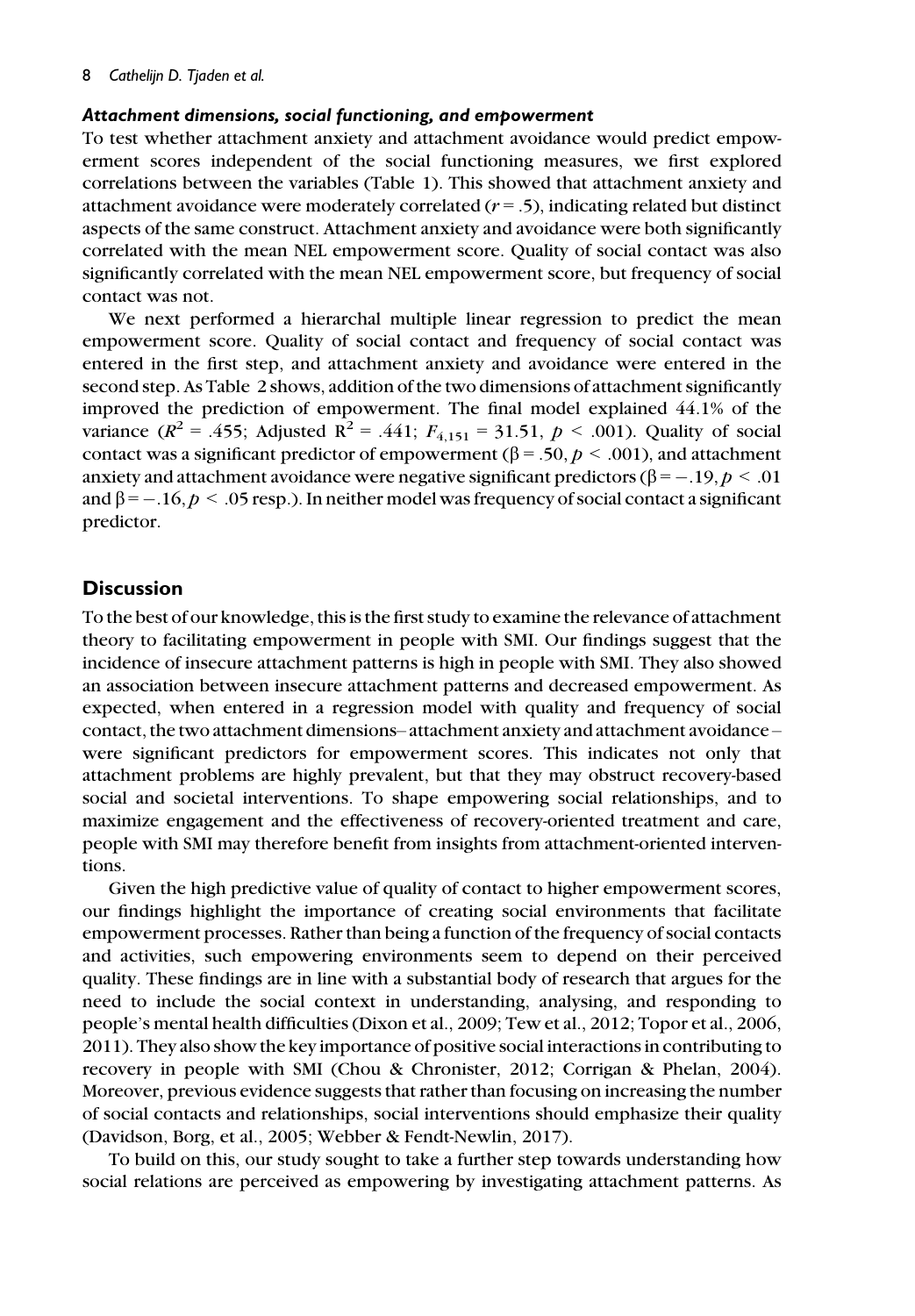### *Attachment dimensions, social functioning, and empowerment*

To test whether attachment anxiety and attachment avoidance would predict empowerment scores independent of the social functioning measures, we first explored correlations between the variables (Table 1). This showed that attachment anxiety and attachment avoidance were moderately correlated ($r = .5$), indicating related but distinct aspects of the same construct. Attachment anxiety and avoidance were both significantly correlated with the mean NEL empowerment score. Quality of social contact was also significantly correlated with the mean NEL empowerment score, but frequency of social contact was not.

We next performed a hierarchal multiple linear regression to predict the mean empowerment score. Quality of social contact and frequency of social contact was entered in the first step, and attachment anxiety and avoidance were entered in the second step. As Table 2 shows, addition of the two dimensions of attachment significantly improved the prediction of empowerment. The final model explained 44.1% of the variance ($R^2 = .455$; Adjusted $R^2 = .441$; $F_{4,151} = 31.51$, $p < .001$). Quality of social contact was a significant predictor of empowerment ($\beta = .50$, $p < .001$), and attachment anxiety and attachment avoidance were negative significant predictors ($\beta = -.19$, $p < .01$ and $\beta = -.16$, $p < .05$ resp.). In neither model was frequency of social contact a significant predictor.

## Discussion

To the best of our knowledge, this is the first study to examine the relevance of attachment theory to facilitating empowerment in people with SMI. Our findings suggest that the incidence of insecure attachment patterns is high in people with SMI. They also showed an association between insecure attachment patterns and decreased empowerment. As expected, when entered in a regression model with quality and frequency of social contact, the two attachment dimensions– attachment anxiety and attachment avoidance – were significant predictors for empowerment scores. This indicates not only that attachment problems are highly prevalent, but that they may obstruct recovery-based social and societal interventions. To shape empowering social relationships, and to maximize engagement and the effectiveness of recovery-oriented treatment and care, people with SMI may therefore benefit from insights from attachment-oriented interventions.

Given the high predictive value of quality of contact to higher empowerment scores, our findings highlight the importance of creating social environments that facilitate empowerment processes. Rather than being a function of the frequency of social contacts and activities, such empowering environments seem to depend on their perceived quality. These findings are in line with a substantial body of research that argues for the need to include the social context in understanding, analysing, and responding to people's mental health difficulties (Dixon et al., 2009; Tew et al., 2012; Topor et al., 2006, 2011). They also show the key importance of positive social interactions in contributing to recovery in people with SMI (Chou & Chronister, 2012; Corrigan & Phelan, 2004). Moreover, previous evidence suggests that rather than focusing on increasing the number of social contacts and relationships, social interventions should emphasize their quality (Davidson, Borg, et al., 2005; Webber & Fendt-Newlin, 2017).

To build on this, our study sought to take a further step towards understanding how social relations are perceived as empowering by investigating attachment patterns. As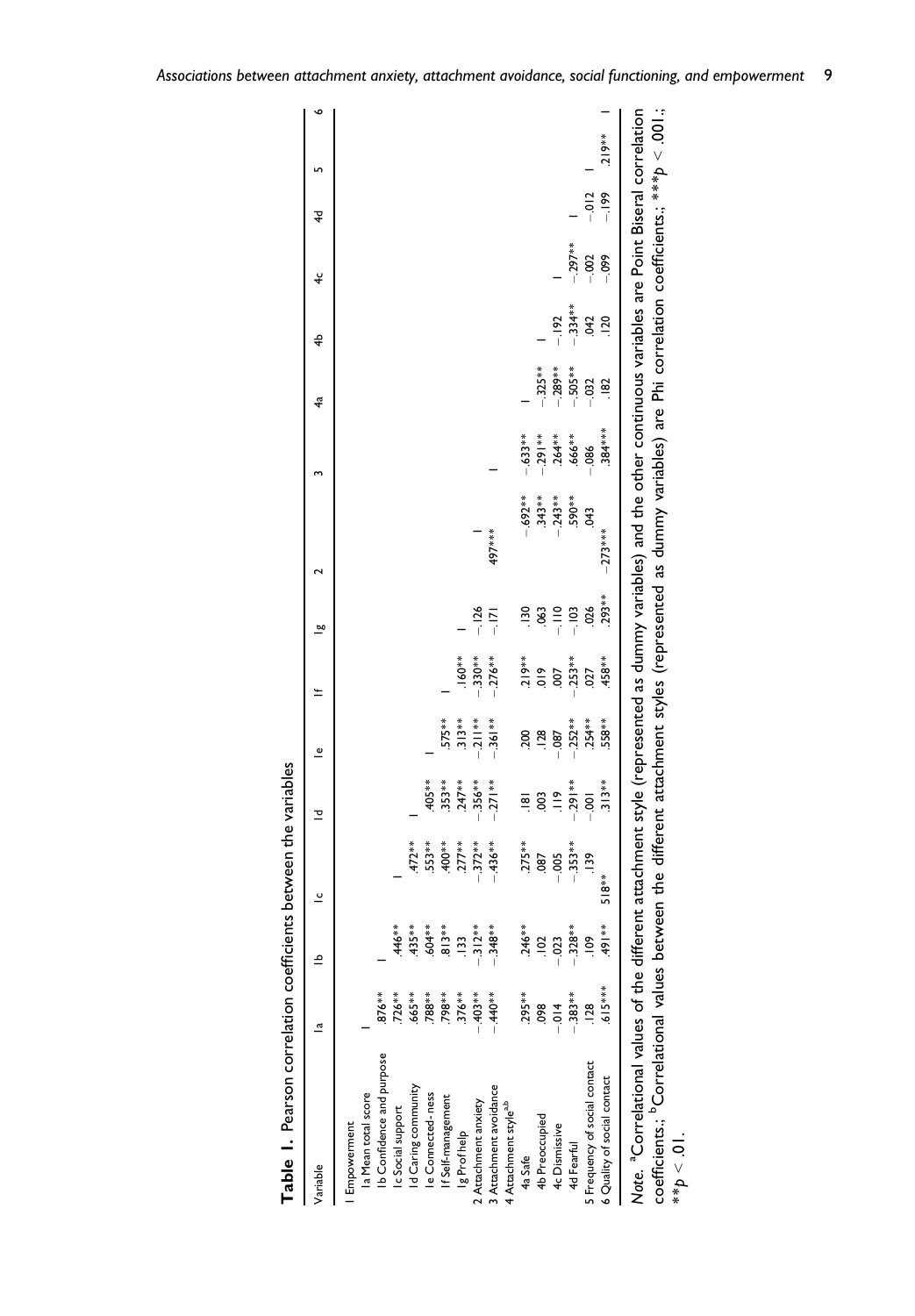**Table 1.** Pearson correlation coefficients between the variables

| Variable | 1a | 1b | 1c | 1d | 1e | 1f | 1g | 2 | 3 | 4a | 4b | 4c | 4d | 5 | 6 |
|---|---|---|---|---|---|---|---|---|---|---|---|---|---|---|---|
| 1 Empowerment | | | | | | | | | | | | | | | |
| 1a Mean total score | — | | | | | | | | | | | | | | |
| 1b Confidence and purpose | .876** | — | | | | | | | | | | | | | |
| 1c Social support | .726** | .446** | — | | | | | | | | | | | | |
| 1d Caring community | .665** | .435** | .472** | — | | | | | | | | | | | |
| 1e Connected-ness | .788** | .604** | .553** | .405** | — | | | | | | | | | | |
| 1f Self-management | .798** | .813** | .400** | .353** | .575** | — | | | | | | | | | |
| 1g Prof help | .376** | .133 | .277** | .247** | .313** | .160** | — | | | | | | | | |
| 2 Attachment anxiety | −.403** | −.312** | −.372** | −.356** | −.211** | −.330** | −.126 | — | | | | | | | |
| 3 Attachment avoidance | −.440** | −.348** | −.436** | −.271** | −.361** | −.276** | −.171 | .497*** | — | | | | | | |
| 4 Attachment style[a,b] | | | | | | | | | | | | | | | |
| 4a Safe | .295** | .246** | .275** | .181 | .200 | .219** | .130 | −.692** | −.633** | — | | | | | |
| 4b Preoccupied | .098 | .102 | .087 | .003 | .128 | .019 | .063 | .343** | −.291** | −.325** | — | | | | |
| 4c Dismissive | −.014 | −.023 | −.005 | .119 | −.087 | .007 | −.110 | −.243** | .264** | −.289** | −.192 | — | | | |
| 4d Fearful | −.383** | −.328** | −.353** | −.291** | −.252** | −.253** | −.103 | .590** | .666** | −.505** | −.334** | −.297** | — | | |
| 5 Frequency of social contact | .128 | .109 | .139 | −.001 | .254** | .027 | .026 | .043 | −.086 | −.032 | .042 | −.002 | −.012 | — | |
| 6 Quality of social contact | .615*** | .491** | .518** | .313** | .558** | .458** | .293** | −.273*** | .384*** | .182 | .120 | −.099 | −.199 | .219** | — |

*Note.* [a]Correlational values of the different attachment style (represented as dummy variables) and the other continuous variables are Point Biseral correlation coefficients.; [b]Correlational values between the different attachment styles (represented as dummy variables) are Phi correlation coefficients.; $***p < .001$.; $**p < .01$.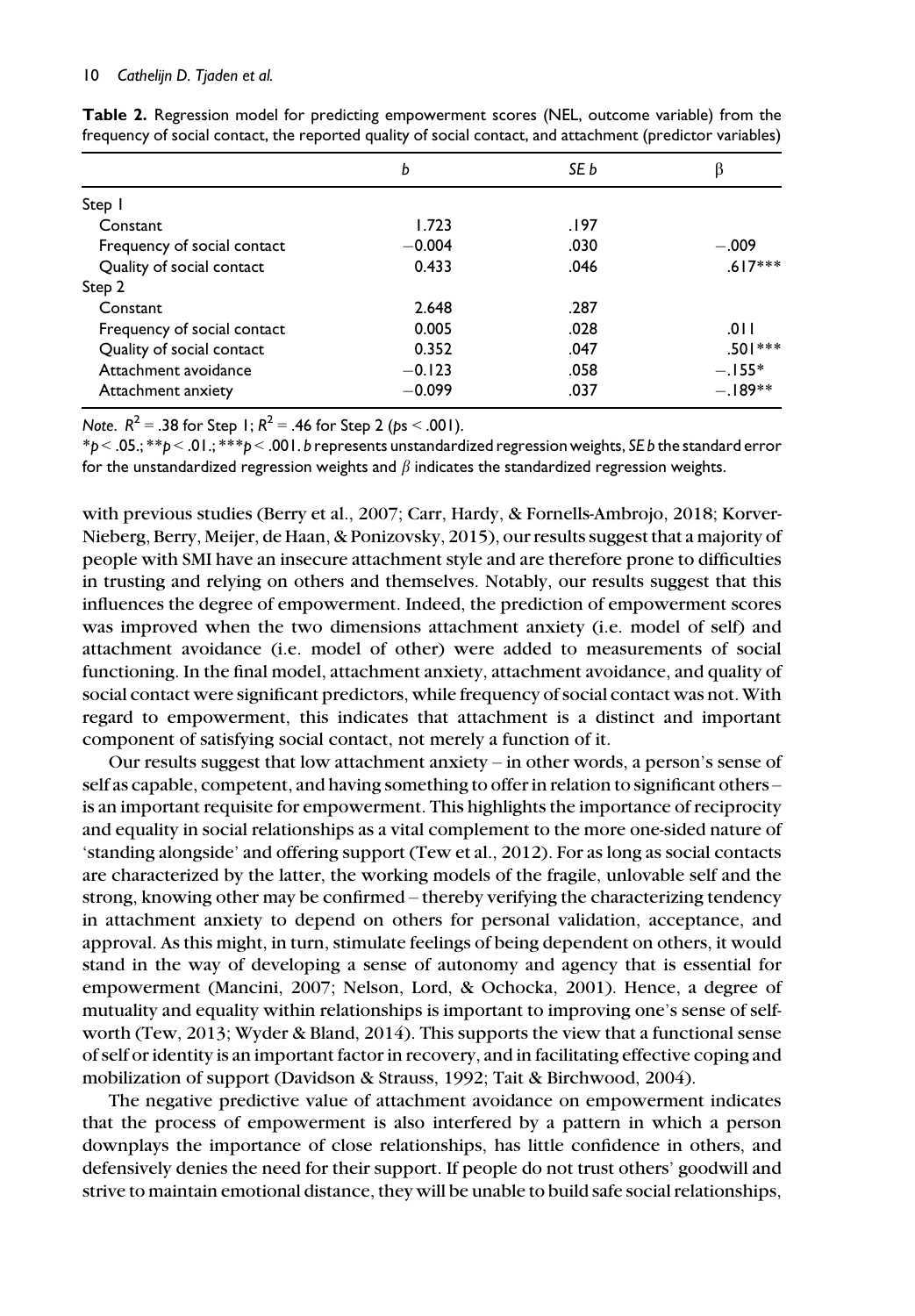**Table 2.** Regression model for predicting empowerment scores (NEL, outcome variable) from the frequency of social contact, the reported quality of social contact, and attachment (predictor variables)

| | *b* | *SE b* | β |
|---|---|---|---|
| Step 1 | | | |
| Constant | 1.723 | .197 | |
| Frequency of social contact | −0.004 | .030 | −.009 |
| Quality of social contact | 0.433 | .046 | .617*** |
| Step 2 | | | |
| Constant | 2.648 | .287 | |
| Frequency of social contact | 0.005 | .028 | .011 |
| Quality of social contact | 0.352 | .047 | .501*** |
| Attachment avoidance | −0.123 | .058 | −.155* |
| Attachment anxiety | −0.099 | .037 | −.189** |

*Note.* $R^2 = .38$ for Step 1; $R^2 = .46$ for Step 2 ($ps < .001$).
*$p < .05$.; **$p < .01$.; ***$p < .001$. *b* represents unstandardized regression weights, *SE b* the standard error for the unstandardized regression weights and $\beta$ indicates the standardized regression weights.

with previous studies (Berry et al., 2007; Carr, Hardy, & Fornells-Ambrojo, 2018; Korver-Nieberg, Berry, Meijer, de Haan, & Ponizovsky, 2015), our results suggest that a majority of people with SMI have an insecure attachment style and are therefore prone to difficulties in trusting and relying on others and themselves. Notably, our results suggest that this influences the degree of empowerment. Indeed, the prediction of empowerment scores was improved when the two dimensions attachment anxiety (i.e. model of self) and attachment avoidance (i.e. model of other) were added to measurements of social functioning. In the final model, attachment anxiety, attachment avoidance, and quality of social contact were significant predictors, while frequency of social contact was not. With regard to empowerment, this indicates that attachment is a distinct and important component of satisfying social contact, not merely a function of it.

Our results suggest that low attachment anxiety – in other words, a person's sense of self as capable, competent, and having something to offer in relation to significant others – is an important requisite for empowerment. This highlights the importance of reciprocity and equality in social relationships as a vital complement to the more one-sided nature of 'standing alongside' and offering support (Tew et al., 2012). For as long as social contacts are characterized by the latter, the working models of the fragile, unlovable self and the strong, knowing other may be confirmed – thereby verifying the characterizing tendency in attachment anxiety to depend on others for personal validation, acceptance, and approval. As this might, in turn, stimulate feelings of being dependent on others, it would stand in the way of developing a sense of autonomy and agency that is essential for empowerment (Mancini, 2007; Nelson, Lord, & Ochocka, 2001). Hence, a degree of mutuality and equality within relationships is important to improving one's sense of self-worth (Tew, 2013; Wyder & Bland, 2014). This supports the view that a functional sense of self or identity is an important factor in recovery, and in facilitating effective coping and mobilization of support (Davidson & Strauss, 1992; Tait & Birchwood, 2004).

The negative predictive value of attachment avoidance on empowerment indicates that the process of empowerment is also interfered by a pattern in which a person downplays the importance of close relationships, has little confidence in others, and defensively denies the need for their support. If people do not trust others' goodwill and strive to maintain emotional distance, they will be unable to build safe social relationships,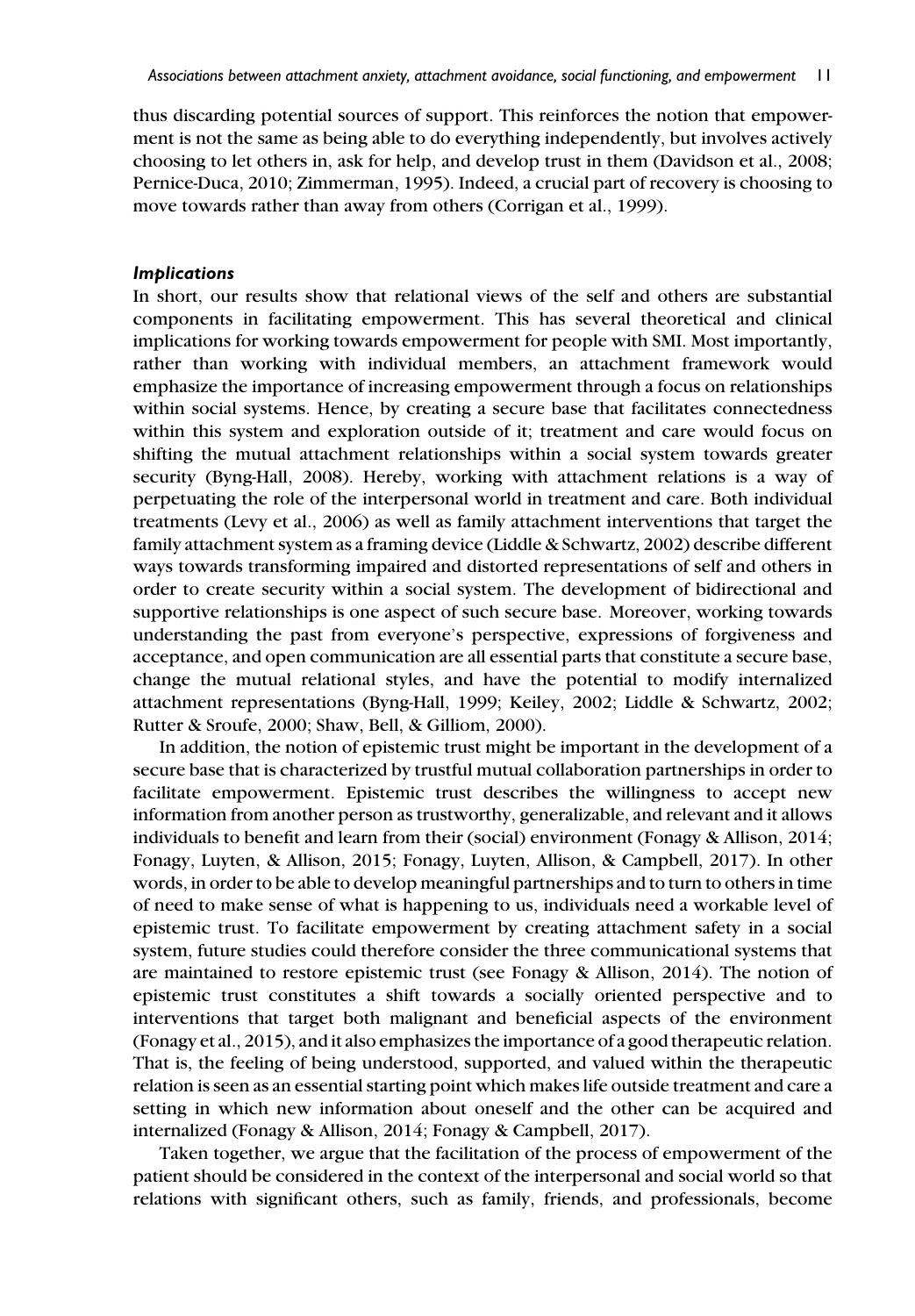thus discarding potential sources of support. This reinforces the notion that empowerment is not the same as being able to do everything independently, but involves actively choosing to let others in, ask for help, and develop trust in them (Davidson et al., 2008; Pernice-Duca, 2010; Zimmerman, 1995). Indeed, a crucial part of recovery is choosing to move towards rather than away from others (Corrigan et al., 1999).

### *Implications*

In short, our results show that relational views of the self and others are substantial components in facilitating empowerment. This has several theoretical and clinical implications for working towards empowerment for people with SMI. Most importantly, rather than working with individual members, an attachment framework would emphasize the importance of increasing empowerment through a focus on relationships within social systems. Hence, by creating a secure base that facilitates connectedness within this system and exploration outside of it; treatment and care would focus on shifting the mutual attachment relationships within a social system towards greater security (Byng-Hall, 2008). Hereby, working with attachment relations is a way of perpetuating the role of the interpersonal world in treatment and care. Both individual treatments (Levy et al., 2006) as well as family attachment interventions that target the family attachment system as a framing device (Liddle & Schwartz, 2002) describe different ways towards transforming impaired and distorted representations of self and others in order to create security within a social system. The development of bidirectional and supportive relationships is one aspect of such secure base. Moreover, working towards understanding the past from everyone's perspective, expressions of forgiveness and acceptance, and open communication are all essential parts that constitute a secure base, change the mutual relational styles, and have the potential to modify internalized attachment representations (Byng-Hall, 1999; Keiley, 2002; Liddle & Schwartz, 2002; Rutter & Sroufe, 2000; Shaw, Bell, & Gilliom, 2000).

In addition, the notion of epistemic trust might be important in the development of a secure base that is characterized by trustful mutual collaboration partnerships in order to facilitate empowerment. Epistemic trust describes the willingness to accept new information from another person as trustworthy, generalizable, and relevant and it allows individuals to benefit and learn from their (social) environment (Fonagy & Allison, 2014; Fonagy, Luyten, & Allison, 2015; Fonagy, Luyten, Allison, & Campbell, 2017). In other words, in order to be able to develop meaningful partnerships and to turn to others in time of need to make sense of what is happening to us, individuals need a workable level of epistemic trust. To facilitate empowerment by creating attachment safety in a social system, future studies could therefore consider the three communicational systems that are maintained to restore epistemic trust (see Fonagy & Allison, 2014). The notion of epistemic trust constitutes a shift towards a socially oriented perspective and to interventions that target both malignant and beneficial aspects of the environment (Fonagy et al., 2015), and it also emphasizes the importance of a good therapeutic relation. That is, the feeling of being understood, supported, and valued within the therapeutic relation is seen as an essential starting point which makes life outside treatment and care a setting in which new information about oneself and the other can be acquired and internalized (Fonagy & Allison, 2014; Fonagy & Campbell, 2017).

Taken together, we argue that the facilitation of the process of empowerment of the patient should be considered in the context of the interpersonal and social world so that relations with significant others, such as family, friends, and professionals, become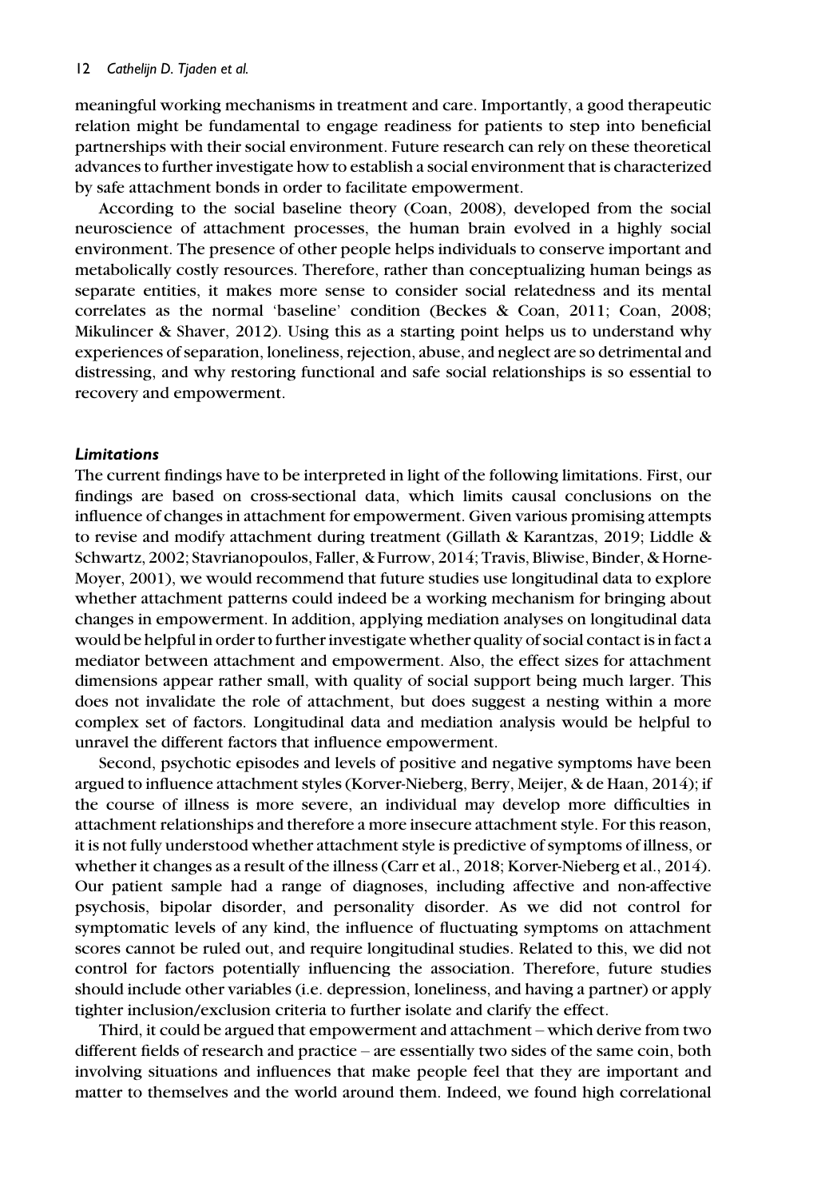meaningful working mechanisms in treatment and care. Importantly, a good therapeutic relation might be fundamental to engage readiness for patients to step into beneficial partnerships with their social environment. Future research can rely on these theoretical advances to further investigate how to establish a social environment that is characterized by safe attachment bonds in order to facilitate empowerment.

According to the social baseline theory (Coan, 2008), developed from the social neuroscience of attachment processes, the human brain evolved in a highly social environment. The presence of other people helps individuals to conserve important and metabolically costly resources. Therefore, rather than conceptualizing human beings as separate entities, it makes more sense to consider social relatedness and its mental correlates as the normal 'baseline' condition (Beckes & Coan, 2011; Coan, 2008; Mikulincer & Shaver, 2012). Using this as a starting point helps us to understand why experiences of separation, loneliness, rejection, abuse, and neglect are so detrimental and distressing, and why restoring functional and safe social relationships is so essential to recovery and empowerment.

### *Limitations*

The current findings have to be interpreted in light of the following limitations. First, our findings are based on cross-sectional data, which limits causal conclusions on the influence of changes in attachment for empowerment. Given various promising attempts to revise and modify attachment during treatment (Gillath & Karantzas, 2019; Liddle & Schwartz, 2002; Stavrianopoulos, Faller, & Furrow, 2014; Travis, Bliwise, Binder, & Horne-Moyer, 2001), we would recommend that future studies use longitudinal data to explore whether attachment patterns could indeed be a working mechanism for bringing about changes in empowerment. In addition, applying mediation analyses on longitudinal data would be helpful in order to further investigate whether quality of social contact is in fact a mediator between attachment and empowerment. Also, the effect sizes for attachment dimensions appear rather small, with quality of social support being much larger. This does not invalidate the role of attachment, but does suggest a nesting within a more complex set of factors. Longitudinal data and mediation analysis would be helpful to unravel the different factors that influence empowerment.

Second, psychotic episodes and levels of positive and negative symptoms have been argued to influence attachment styles (Korver-Nieberg, Berry, Meijer, & de Haan, 2014); if the course of illness is more severe, an individual may develop more difficulties in attachment relationships and therefore a more insecure attachment style. For this reason, it is not fully understood whether attachment style is predictive of symptoms of illness, or whether it changes as a result of the illness (Carr et al., 2018; Korver-Nieberg et al., 2014). Our patient sample had a range of diagnoses, including affective and non-affective psychosis, bipolar disorder, and personality disorder. As we did not control for symptomatic levels of any kind, the influence of fluctuating symptoms on attachment scores cannot be ruled out, and require longitudinal studies. Related to this, we did not control for factors potentially influencing the association. Therefore, future studies should include other variables (i.e. depression, loneliness, and having a partner) or apply tighter inclusion/exclusion criteria to further isolate and clarify the effect.

Third, it could be argued that empowerment and attachment – which derive from two different fields of research and practice – are essentially two sides of the same coin, both involving situations and influences that make people feel that they are important and matter to themselves and the world around them. Indeed, we found high correlational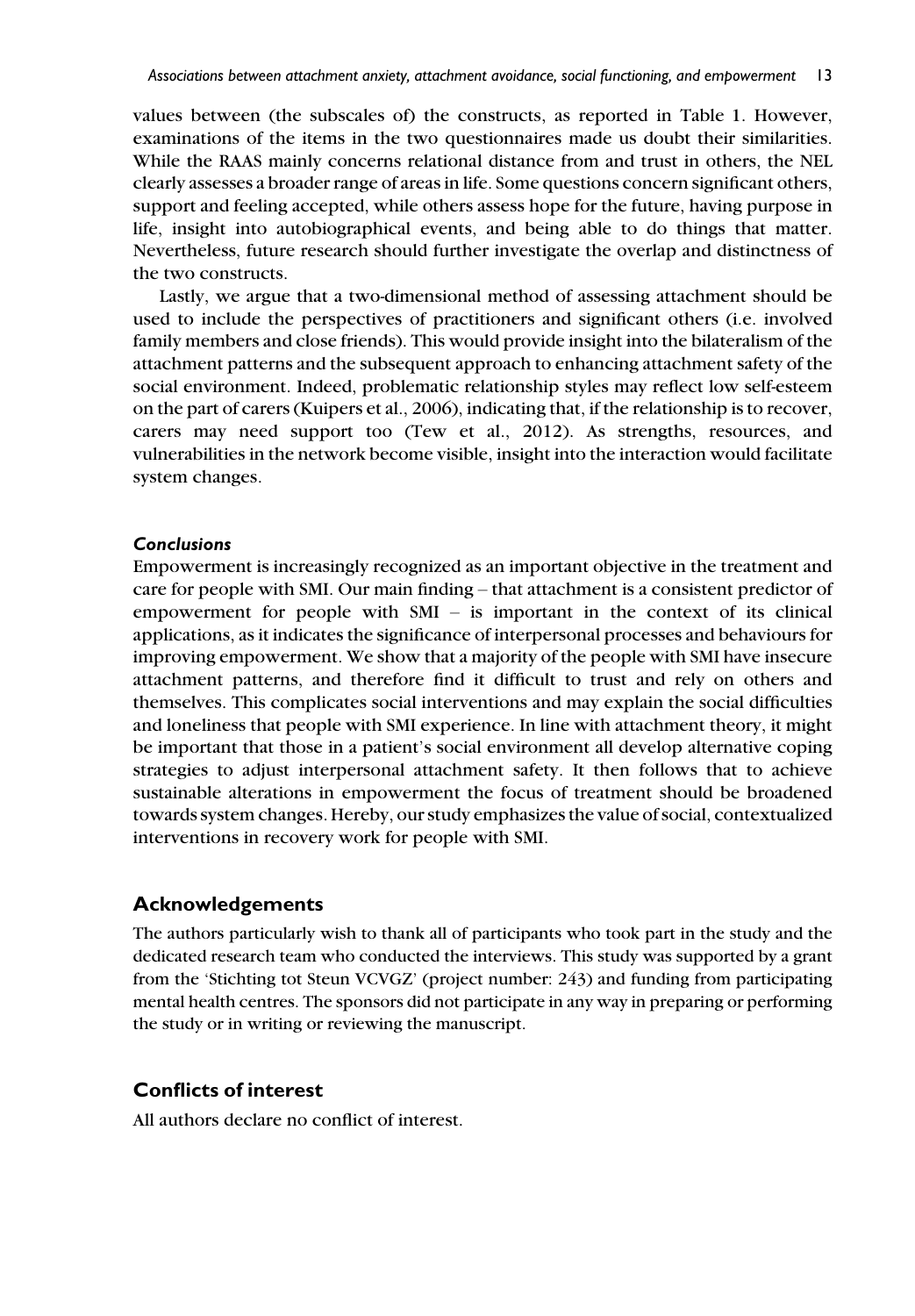values between (the subscales of) the constructs, as reported in Table 1. However, examinations of the items in the two questionnaires made us doubt their similarities. While the RAAS mainly concerns relational distance from and trust in others, the NEL clearly assesses a broader range of areas in life. Some questions concern significant others, support and feeling accepted, while others assess hope for the future, having purpose in life, insight into autobiographical events, and being able to do things that matter. Nevertheless, future research should further investigate the overlap and distinctness of the two constructs.

Lastly, we argue that a two-dimensional method of assessing attachment should be used to include the perspectives of practitioners and significant others (i.e. involved family members and close friends). This would provide insight into the bilateralism of the attachment patterns and the subsequent approach to enhancing attachment safety of the social environment. Indeed, problematic relationship styles may reflect low self-esteem on the part of carers (Kuipers et al., 2006), indicating that, if the relationship is to recover, carers may need support too (Tew et al., 2012). As strengths, resources, and vulnerabilities in the network become visible, insight into the interaction would facilitate system changes.

### *Conclusions*

Empowerment is increasingly recognized as an important objective in the treatment and care for people with SMI. Our main finding – that attachment is a consistent predictor of empowerment for people with SMI – is important in the context of its clinical applications, as it indicates the significance of interpersonal processes and behaviours for improving empowerment. We show that a majority of the people with SMI have insecure attachment patterns, and therefore find it difficult to trust and rely on others and themselves. This complicates social interventions and may explain the social difficulties and loneliness that people with SMI experience. In line with attachment theory, it might be important that those in a patient's social environment all develop alternative coping strategies to adjust interpersonal attachment safety. It then follows that to achieve sustainable alterations in empowerment the focus of treatment should be broadened towards system changes. Hereby, our study emphasizes the value of social, contextualized interventions in recovery work for people with SMI.

## Acknowledgements

The authors particularly wish to thank all of participants who took part in the study and the dedicated research team who conducted the interviews. This study was supported by a grant from the 'Stichting tot Steun VCVGZ' (project number: 243) and funding from participating mental health centres. The sponsors did not participate in any way in preparing or performing the study or in writing or reviewing the manuscript.

## Conflicts of interest

All authors declare no conflict of interest.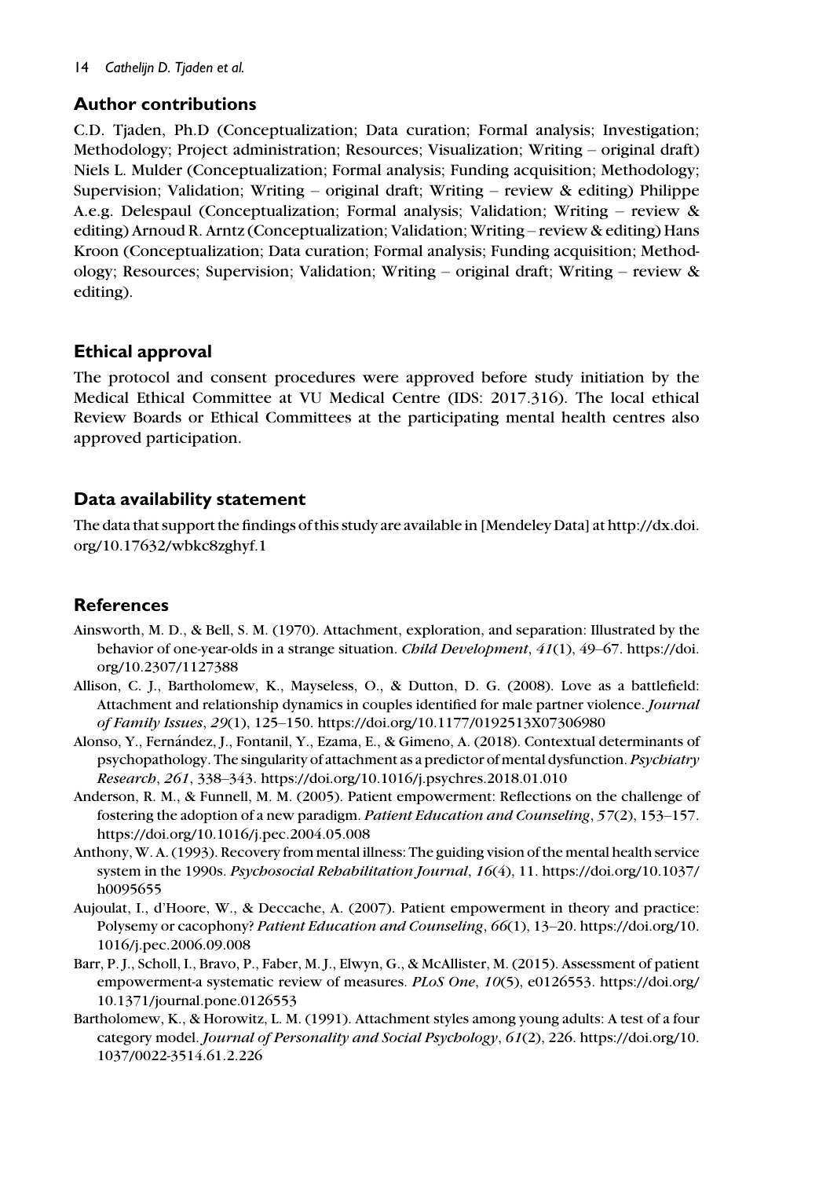## Author contributions

C.D. Tjaden, Ph.D (Conceptualization; Data curation; Formal analysis; Investigation; Methodology; Project administration; Resources; Visualization; Writing – original draft) Niels L. Mulder (Conceptualization; Formal analysis; Funding acquisition; Methodology; Supervision; Validation; Writing – original draft; Writing – review & editing) Philippe A.e.g. Delespaul (Conceptualization; Formal analysis; Validation; Writing – review & editing) Arnoud R. Arntz (Conceptualization; Validation; Writing – review & editing) Hans Kroon (Conceptualization; Data curation; Formal analysis; Funding acquisition; Methodology; Resources; Supervision; Validation; Writing – original draft; Writing – review & editing).

## Ethical approval

The protocol and consent procedures were approved before study initiation by the Medical Ethical Committee at VU Medical Centre (IDS: 2017.316). The local ethical Review Boards or Ethical Committees at the participating mental health centres also approved participation.

## Data availability statement

The data that support the findings of this study are available in [Mendeley Data] at http://dx.doi.org/10.17632/wbkc8zghyf.1

## References

Ainsworth, M. D., & Bell, S. M. (1970). Attachment, exploration, and separation: Illustrated by the behavior of one-year-olds in a strange situation. *Child Development*, *41*(1), 49–67. https://doi.org/10.2307/1127388

Allison, C. J., Bartholomew, K., Mayseless, O., & Dutton, D. G. (2008). Love as a battlefield: Attachment and relationship dynamics in couples identified for male partner violence. *Journal of Family Issues*, *29*(1), 125–150. https://doi.org/10.1177/0192513X07306980

Alonso, Y., Fernández, J., Fontanil, Y., Ezama, E., & Gimeno, A. (2018). Contextual determinants of psychopathology. The singularity of attachment as a predictor of mental dysfunction. *Psychiatry Research*, *261*, 338–343. https://doi.org/10.1016/j.psychres.2018.01.010

Anderson, R. M., & Funnell, M. M. (2005). Patient empowerment: Reflections on the challenge of fostering the adoption of a new paradigm. *Patient Education and Counseling*, *57*(2), 153–157. https://doi.org/10.1016/j.pec.2004.05.008

Anthony, W. A. (1993). Recovery from mental illness: The guiding vision of the mental health service system in the 1990s. *Psychosocial Rehabilitation Journal*, *16*(4), 11. https://doi.org/10.1037/h0095655

Aujoulat, I., d'Hoore, W., & Deccache, A. (2007). Patient empowerment in theory and practice: Polysemy or cacophony? *Patient Education and Counseling*, *66*(1), 13–20. https://doi.org/10.1016/j.pec.2006.09.008

Barr, P. J., Scholl, I., Bravo, P., Faber, M. J., Elwyn, G., & McAllister, M. (2015). Assessment of patient empowerment-a systematic review of measures. *PLoS One*, *10*(5), e0126553. https://doi.org/10.1371/journal.pone.0126553

Bartholomew, K., & Horowitz, L. M. (1991). Attachment styles among young adults: A test of a four category model. *Journal of Personality and Social Psychology*, *61*(2), 226. https://doi.org/10.1037/0022-3514.61.2.226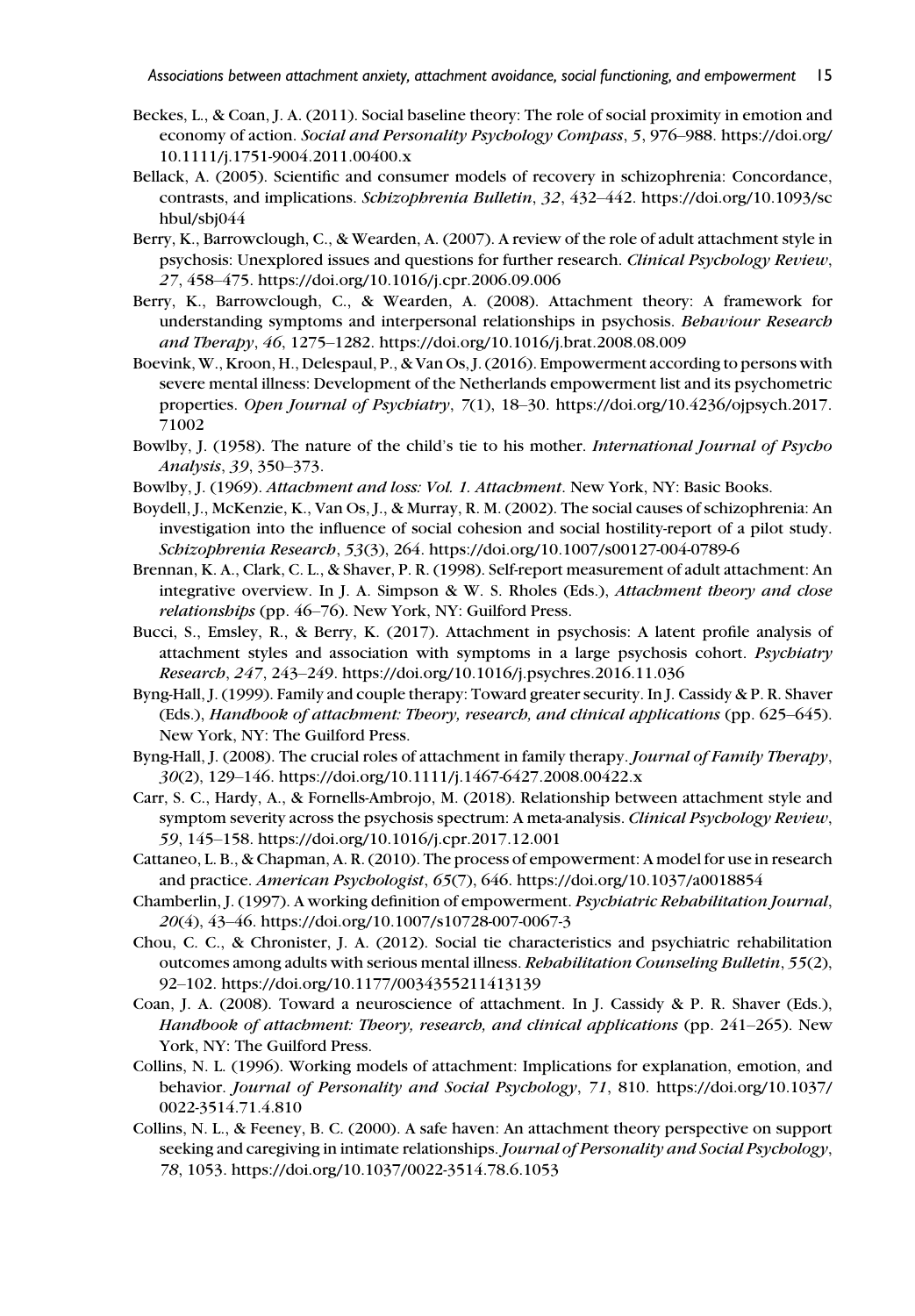Beckes, L., & Coan, J. A. (2011). Social baseline theory: The role of social proximity in emotion and economy of action. *Social and Personality Psychology Compass*, *5*, 976–988. https://doi.org/10.1111/j.1751-9004.2011.00400.x

Bellack, A. (2005). Scientific and consumer models of recovery in schizophrenia: Concordance, contrasts, and implications. *Schizophrenia Bulletin*, *32*, 432–442. https://doi.org/10.1093/schbul/sbj044

Berry, K., Barrowclough, C., & Wearden, A. (2007). A review of the role of adult attachment style in psychosis: Unexplored issues and questions for further research. *Clinical Psychology Review*, *27*, 458–475. https://doi.org/10.1016/j.cpr.2006.09.006

Berry, K., Barrowclough, C., & Wearden, A. (2008). Attachment theory: A framework for understanding symptoms and interpersonal relationships in psychosis. *Behaviour Research and Therapy*, *46*, 1275–1282. https://doi.org/10.1016/j.brat.2008.08.009

Boevink, W., Kroon, H., Delespaul, P., & Van Os, J. (2016). Empowerment according to persons with severe mental illness: Development of the Netherlands empowerment list and its psychometric properties. *Open Journal of Psychiatry*, *7*(1), 18–30. https://doi.org/10.4236/ojpsych.2017.71002

Bowlby, J. (1958). The nature of the child's tie to his mother. *International Journal of Psycho Analysis*, *39*, 350–373.

Bowlby, J. (1969). *Attachment and loss: Vol. 1. Attachment*. New York, NY: Basic Books.

Boydell, J., McKenzie, K., Van Os, J., & Murray, R. M. (2002). The social causes of schizophrenia: An investigation into the influence of social cohesion and social hostility-report of a pilot study. *Schizophrenia Research*, *53*(3), 264. https://doi.org/10.1007/s00127-004-0789-6

Brennan, K. A., Clark, C. L., & Shaver, P. R. (1998). Self-report measurement of adult attachment: An integrative overview. In J. A. Simpson & W. S. Rholes (Eds.), *Attachment theory and close relationships* (pp. 46–76). New York, NY: Guilford Press.

Bucci, S., Emsley, R., & Berry, K. (2017). Attachment in psychosis: A latent profile analysis of attachment styles and association with symptoms in a large psychosis cohort. *Psychiatry Research*, *247*, 243–249. https://doi.org/10.1016/j.psychres.2016.11.036

Byng-Hall, J. (1999). Family and couple therapy: Toward greater security. In J. Cassidy & P. R. Shaver (Eds.), *Handbook of attachment: Theory, research, and clinical applications* (pp. 625–645). New York, NY: The Guilford Press.

Byng-Hall, J. (2008). The crucial roles of attachment in family therapy. *Journal of Family Therapy*, *30*(2), 129–146. https://doi.org/10.1111/j.1467-6427.2008.00422.x

Carr, S. C., Hardy, A., & Fornells-Ambrojo, M. (2018). Relationship between attachment style and symptom severity across the psychosis spectrum: A meta-analysis. *Clinical Psychology Review*, *59*, 145–158. https://doi.org/10.1016/j.cpr.2017.12.001

Cattaneo, L. B., & Chapman, A. R. (2010). The process of empowerment: A model for use in research and practice. *American Psychologist*, *65*(7), 646. https://doi.org/10.1037/a0018854

Chamberlin, J. (1997). A working definition of empowerment. *Psychiatric Rehabilitation Journal*, *20*(4), 43–46. https://doi.org/10.1007/s10728-007-0067-3

Chou, C. C., & Chronister, J. A. (2012). Social tie characteristics and psychiatric rehabilitation outcomes among adults with serious mental illness. *Rehabilitation Counseling Bulletin*, *55*(2), 92–102. https://doi.org/10.1177/0034355211413139

Coan, J. A. (2008). Toward a neuroscience of attachment. In J. Cassidy & P. R. Shaver (Eds.), *Handbook of attachment: Theory, research, and clinical applications* (pp. 241–265). New York, NY: The Guilford Press.

Collins, N. L. (1996). Working models of attachment: Implications for explanation, emotion, and behavior. *Journal of Personality and Social Psychology*, *71*, 810. https://doi.org/10.1037/0022-3514.71.4.810

Collins, N. L., & Feeney, B. C. (2000). A safe haven: An attachment theory perspective on support seeking and caregiving in intimate relationships. *Journal of Personality and Social Psychology*, *78*, 1053. https://doi.org/10.1037/0022-3514.78.6.1053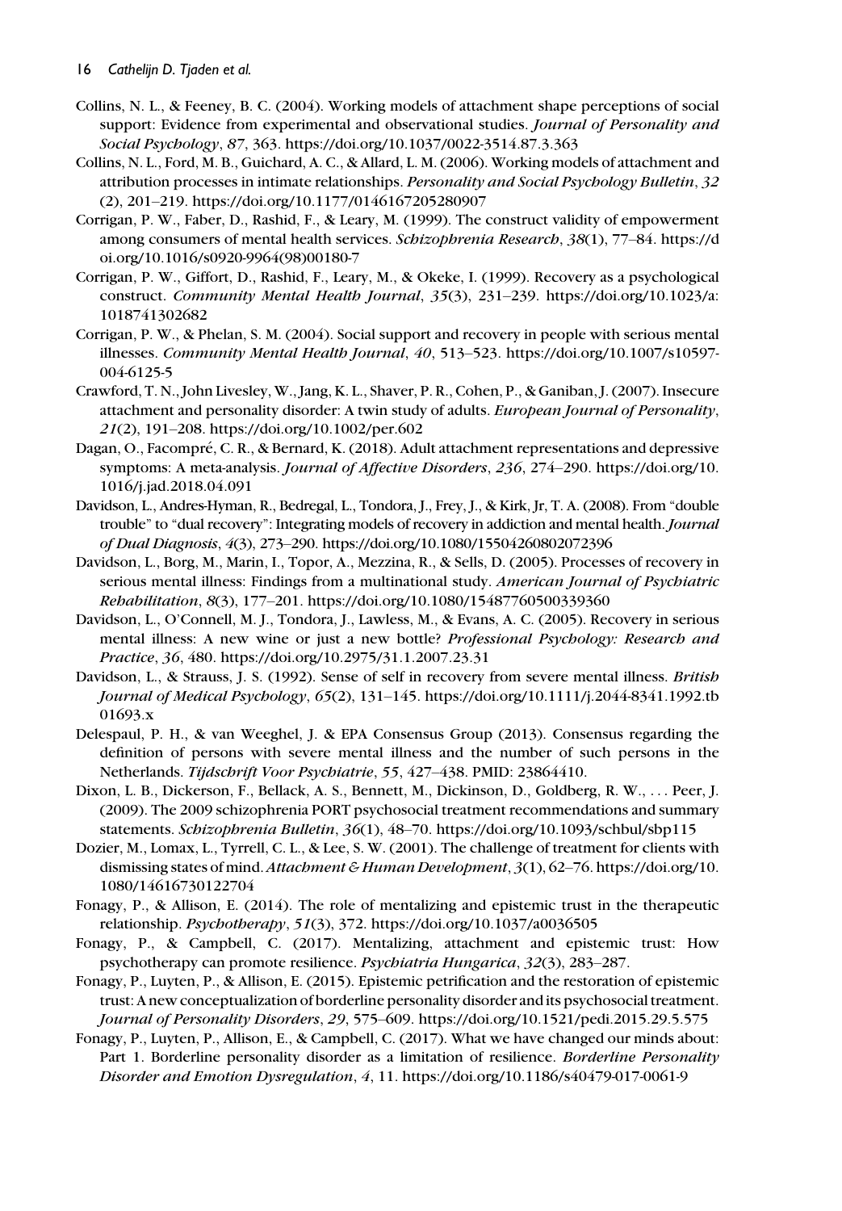Collins, N. L., & Feeney, B. C. (2004). Working models of attachment shape perceptions of social support: Evidence from experimental and observational studies. *Journal of Personality and Social Psychology*, *87*, 363. https://doi.org/10.1037/0022-3514.87.3.363

Collins, N. L., Ford, M. B., Guichard, A. C., & Allard, L. M. (2006). Working models of attachment and attribution processes in intimate relationships. *Personality and Social Psychology Bulletin*, *32* (2), 201–219. https://doi.org/10.1177/0146167205280907

Corrigan, P. W., Faber, D., Rashid, F., & Leary, M. (1999). The construct validity of empowerment among consumers of mental health services. *Schizophrenia Research*, *38*(1), 77–84. https://doi.org/10.1016/s0920-9964(98)00180-7

Corrigan, P. W., Giffort, D., Rashid, F., Leary, M., & Okeke, I. (1999). Recovery as a psychological construct. *Community Mental Health Journal*, *35*(3), 231–239. https://doi.org/10.1023/a:1018741302682

Corrigan, P. W., & Phelan, S. M. (2004). Social support and recovery in people with serious mental illnesses. *Community Mental Health Journal*, *40*, 513–523. https://doi.org/10.1007/s10597-004-6125-5

Crawford, T. N., John Livesley, W., Jang, K. L., Shaver, P. R., Cohen, P., & Ganiban, J. (2007). Insecure attachment and personality disorder: A twin study of adults. *European Journal of Personality*, *21*(2), 191–208. https://doi.org/10.1002/per.602

Dagan, O., Facompré, C. R., & Bernard, K. (2018). Adult attachment representations and depressive symptoms: A meta-analysis. *Journal of Affective Disorders*, *236*, 274–290. https://doi.org/10.1016/j.jad.2018.04.091

Davidson, L., Andres-Hyman, R., Bedregal, L., Tondora, J., Frey, J., & Kirk, Jr, T. A. (2008). From "double trouble" to "dual recovery": Integrating models of recovery in addiction and mental health. *Journal of Dual Diagnosis*, *4*(3), 273–290. https://doi.org/10.1080/15504260802072396

Davidson, L., Borg, M., Marin, I., Topor, A., Mezzina, R., & Sells, D. (2005). Processes of recovery in serious mental illness: Findings from a multinational study. *American Journal of Psychiatric Rehabilitation*, *8*(3), 177–201. https://doi.org/10.1080/15487760500339360

Davidson, L., O'Connell, M. J., Tondora, J., Lawless, M., & Evans, A. C. (2005). Recovery in serious mental illness: A new wine or just a new bottle? *Professional Psychology: Research and Practice*, *36*, 480. https://doi.org/10.2975/31.1.2007.23.31

Davidson, L., & Strauss, J. S. (1992). Sense of self in recovery from severe mental illness. *British Journal of Medical Psychology*, *65*(2), 131–145. https://doi.org/10.1111/j.2044-8341.1992.tb01693.x

Delespaul, P. H., & van Weeghel, J. & EPA Consensus Group (2013). Consensus regarding the definition of persons with severe mental illness and the number of such persons in the Netherlands. *Tijdschrift Voor Psychiatrie*, *55*, 427–438. PMID: 23864410.

Dixon, L. B., Dickerson, F., Bellack, A. S., Bennett, M., Dickinson, D., Goldberg, R. W., . . . Peer, J. (2009). The 2009 schizophrenia PORT psychosocial treatment recommendations and summary statements. *Schizophrenia Bulletin*, *36*(1), 48–70. https://doi.org/10.1093/schbul/sbp115

Dozier, M., Lomax, L., Tyrrell, C. L., & Lee, S. W. (2001). The challenge of treatment for clients with dismissing states of mind. *Attachment & Human Development*, *3*(1), 62–76. https://doi.org/10.1080/14616730122704

Fonagy, P., & Allison, E. (2014). The role of mentalizing and epistemic trust in the therapeutic relationship. *Psychotherapy*, *51*(3), 372. https://doi.org/10.1037/a0036505

Fonagy, P., & Campbell, C. (2017). Mentalizing, attachment and epistemic trust: How psychotherapy can promote resilience. *Psychiatria Hungarica*, *32*(3), 283–287.

Fonagy, P., Luyten, P., & Allison, E. (2015). Epistemic petrification and the restoration of epistemic trust: A new conceptualization of borderline personality disorder and its psychosocial treatment. *Journal of Personality Disorders*, *29*, 575–609. https://doi.org/10.1521/pedi.2015.29.5.575

Fonagy, P., Luyten, P., Allison, E., & Campbell, C. (2017). What we have changed our minds about: Part 1. Borderline personality disorder as a limitation of resilience. *Borderline Personality Disorder and Emotion Dysregulation*, *4*, 11. https://doi.org/10.1186/s40479-017-0061-9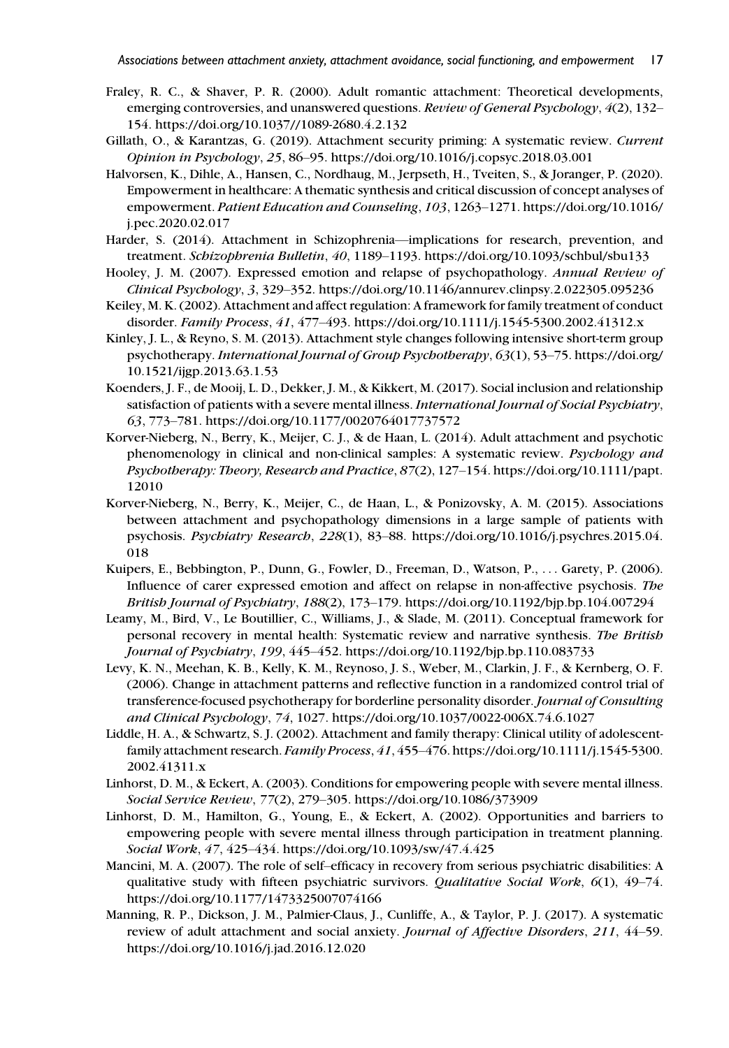Fraley, R. C., & Shaver, P. R. (2000). Adult romantic attachment: Theoretical developments, emerging controversies, and unanswered questions. *Review of General Psychology*, *4*(2), 132–154. https://doi.org/10.1037//1089-2680.4.2.132

Gillath, O., & Karantzas, G. (2019). Attachment security priming: A systematic review. *Current Opinion in Psychology*, *25*, 86–95. https://doi.org/10.1016/j.copsyc.2018.03.001

Halvorsen, K., Dihle, A., Hansen, C., Nordhaug, M., Jerpseth, H., Tveiten, S., & Joranger, P. (2020). Empowerment in healthcare: A thematic synthesis and critical discussion of concept analyses of empowerment. *Patient Education and Counseling*, *103*, 1263–1271. https://doi.org/10.1016/j.pec.2020.02.017

Harder, S. (2014). Attachment in Schizophrenia—implications for research, prevention, and treatment. *Schizophrenia Bulletin*, *40*, 1189–1193. https://doi.org/10.1093/schbul/sbu133

Hooley, J. M. (2007). Expressed emotion and relapse of psychopathology. *Annual Review of Clinical Psychology*, *3*, 329–352. https://doi.org/10.1146/annurev.clinpsy.2.022305.095236

Keiley, M. K. (2002). Attachment and affect regulation: A framework for family treatment of conduct disorder. *Family Process*, *41*, 477–493. https://doi.org/10.1111/j.1545-5300.2002.41312.x

Kinley, J. L., & Reyno, S. M. (2013). Attachment style changes following intensive short-term group psychotherapy. *International Journal of Group Psychotherapy*, *63*(1), 53–75. https://doi.org/10.1521/ijgp.2013.63.1.53

Koenders, J. F., de Mooij, L. D., Dekker, J. M., & Kikkert, M. (2017). Social inclusion and relationship satisfaction of patients with a severe mental illness. *International Journal of Social Psychiatry*, *63*, 773–781. https://doi.org/10.1177/0020764017737572

Korver-Nieberg, N., Berry, K., Meijer, C. J., & de Haan, L. (2014). Adult attachment and psychotic phenomenology in clinical and non-clinical samples: A systematic review. *Psychology and Psychotherapy: Theory, Research and Practice*, *87*(2), 127–154. https://doi.org/10.1111/papt.12010

Korver-Nieberg, N., Berry, K., Meijer, C., de Haan, L., & Ponizovsky, A. M. (2015). Associations between attachment and psychopathology dimensions in a large sample of patients with psychosis. *Psychiatry Research*, *228*(1), 83–88. https://doi.org/10.1016/j.psychres.2015.04.018

Kuipers, E., Bebbington, P., Dunn, G., Fowler, D., Freeman, D., Watson, P., . . . Garety, P. (2006). Influence of carer expressed emotion and affect on relapse in non-affective psychosis. *The British Journal of Psychiatry*, *188*(2), 173–179. https://doi.org/10.1192/bjp.bp.104.007294

Leamy, M., Bird, V., Le Boutillier, C., Williams, J., & Slade, M. (2011). Conceptual framework for personal recovery in mental health: Systematic review and narrative synthesis. *The British Journal of Psychiatry*, *199*, 445–452. https://doi.org/10.1192/bjp.bp.110.083733

Levy, K. N., Meehan, K. B., Kelly, K. M., Reynoso, J. S., Weber, M., Clarkin, J. F., & Kernberg, O. F. (2006). Change in attachment patterns and reflective function in a randomized control trial of transference-focused psychotherapy for borderline personality disorder. *Journal of Consulting and Clinical Psychology*, *74*, 1027. https://doi.org/10.1037/0022-006X.74.6.1027

Liddle, H. A., & Schwartz, S. J. (2002). Attachment and family therapy: Clinical utility of adolescent-family attachment research. *Family Process*, *41*, 455–476. https://doi.org/10.1111/j.1545-5300.2002.41311.x

Linhorst, D. M., & Eckert, A. (2003). Conditions for empowering people with severe mental illness. *Social Service Review*, *77*(2), 279–305. https://doi.org/10.1086/373909

Linhorst, D. M., Hamilton, G., Young, E., & Eckert, A. (2002). Opportunities and barriers to empowering people with severe mental illness through participation in treatment planning. *Social Work*, *47*, 425–434. https://doi.org/10.1093/sw/47.4.425

Mancini, M. A. (2007). The role of self–efficacy in recovery from serious psychiatric disabilities: A qualitative study with fifteen psychiatric survivors. *Qualitative Social Work*, *6*(1), 49–74. https://doi.org/10.1177/1473325007074166

Manning, R. P., Dickson, J. M., Palmier-Claus, J., Cunliffe, A., & Taylor, P. J. (2017). A systematic review of adult attachment and social anxiety. *Journal of Affective Disorders*, *211*, 44–59. https://doi.org/10.1016/j.jad.2016.12.020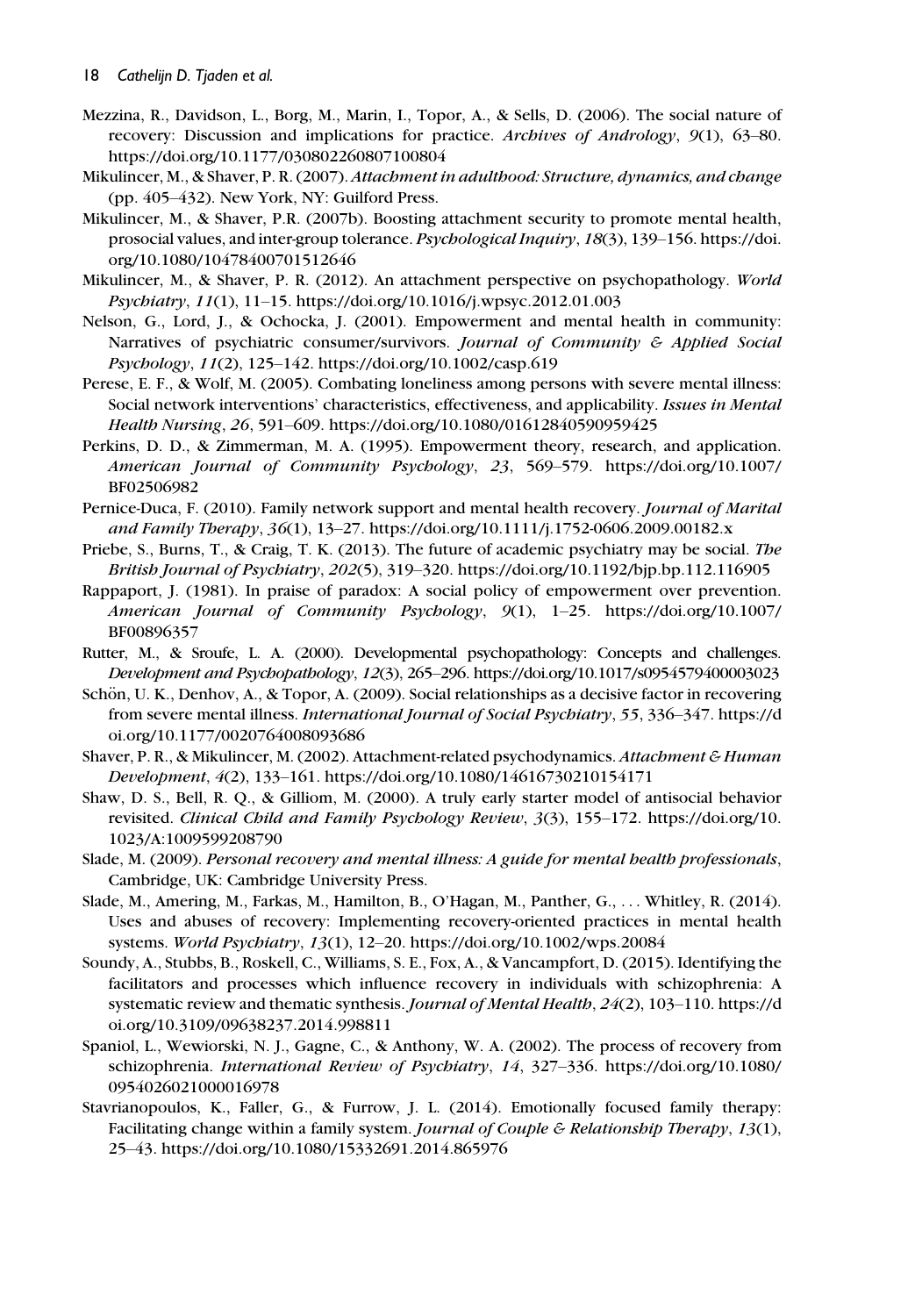Mezzina, R., Davidson, L., Borg, M., Marin, I., Topor, A., & Sells, D. (2006). The social nature of recovery: Discussion and implications for practice. *Archives of Andrology*, *9*(1), 63–80. https://doi.org/10.1177/030802260807100804

Mikulincer, M., & Shaver, P. R. (2007). *Attachment in adulthood: Structure, dynamics, and change* (pp. 405–432). New York, NY: Guilford Press.

Mikulincer, M., & Shaver, P.R. (2007b). Boosting attachment security to promote mental health, prosocial values, and inter-group tolerance. *Psychological Inquiry*, *18*(3), 139–156. https://doi.org/10.1080/10478400701512646

Mikulincer, M., & Shaver, P. R. (2012). An attachment perspective on psychopathology. *World Psychiatry*, *11*(1), 11–15. https://doi.org/10.1016/j.wpsyc.2012.01.003

Nelson, G., Lord, J., & Ochocka, J. (2001). Empowerment and mental health in community: Narratives of psychiatric consumer/survivors. *Journal of Community & Applied Social Psychology*, *11*(2), 125–142. https://doi.org/10.1002/casp.619

Perese, E. F., & Wolf, M. (2005). Combating loneliness among persons with severe mental illness: Social network interventions' characteristics, effectiveness, and applicability. *Issues in Mental Health Nursing*, *26*, 591–609. https://doi.org/10.1080/01612840590959425

Perkins, D. D., & Zimmerman, M. A. (1995). Empowerment theory, research, and application. *American Journal of Community Psychology*, *23*, 569–579. https://doi.org/10.1007/BF02506982

Pernice-Duca, F. (2010). Family network support and mental health recovery. *Journal of Marital and Family Therapy*, *36*(1), 13–27. https://doi.org/10.1111/j.1752-0606.2009.00182.x

Priebe, S., Burns, T., & Craig, T. K. (2013). The future of academic psychiatry may be social. *The British Journal of Psychiatry*, *202*(5), 319–320. https://doi.org/10.1192/bjp.bp.112.116905

Rappaport, J. (1981). In praise of paradox: A social policy of empowerment over prevention. *American Journal of Community Psychology*, *9*(1), 1–25. https://doi.org/10.1007/BF00896357

Rutter, M., & Sroufe, L. A. (2000). Developmental psychopathology: Concepts and challenges. *Development and Psychopathology*, *12*(3), 265–296. https://doi.org/10.1017/s0954579400003023

Schön, U. K., Denhov, A., & Topor, A. (2009). Social relationships as a decisive factor in recovering from severe mental illness. *International Journal of Social Psychiatry*, *55*, 336–347. https://doi.org/10.1177/0020764008093686

Shaver, P. R., & Mikulincer, M. (2002). Attachment-related psychodynamics. *Attachment & Human Development*, *4*(2), 133–161. https://doi.org/10.1080/14616730210154171

Shaw, D. S., Bell, R. Q., & Gilliom, M. (2000). A truly early starter model of antisocial behavior revisited. *Clinical Child and Family Psychology Review*, *3*(3), 155–172. https://doi.org/10.1023/A:1009599208790

Slade, M. (2009). *Personal recovery and mental illness: A guide for mental health professionals*, Cambridge, UK: Cambridge University Press.

Slade, M., Amering, M., Farkas, M., Hamilton, B., O'Hagan, M., Panther, G., . . . Whitley, R. (2014). Uses and abuses of recovery: Implementing recovery-oriented practices in mental health systems. *World Psychiatry*, *13*(1), 12–20. https://doi.org/10.1002/wps.20084

Soundy, A., Stubbs, B., Roskell, C., Williams, S. E., Fox, A., & Vancampfort, D. (2015). Identifying the facilitators and processes which influence recovery in individuals with schizophrenia: A systematic review and thematic synthesis. *Journal of Mental Health*, *24*(2), 103–110. https://doi.org/10.3109/09638237.2014.998811

Spaniol, L., Wewiorski, N. J., Gagne, C., & Anthony, W. A. (2002). The process of recovery from schizophrenia. *International Review of Psychiatry*, *14*, 327–336. https://doi.org/10.1080/0954026021000016978

Stavrianopoulos, K., Faller, G., & Furrow, J. L. (2014). Emotionally focused family therapy: Facilitating change within a family system. *Journal of Couple & Relationship Therapy*, *13*(1), 25–43. https://doi.org/10.1080/15332691.2014.865976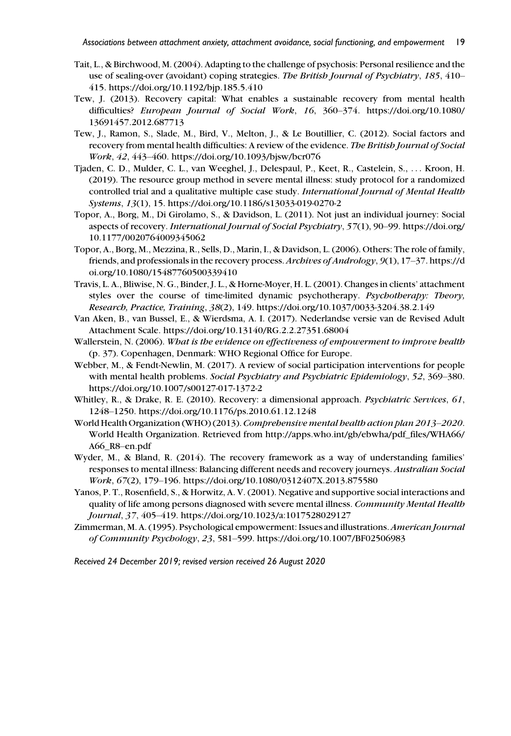Tait, L., & Birchwood, M. (2004). Adapting to the challenge of psychosis: Personal resilience and the use of sealing-over (avoidant) coping strategies. *The British Journal of Psychiatry*, *185*, 410–415. https://doi.org/10.1192/bjp.185.5.410

Tew, J. (2013). Recovery capital: What enables a sustainable recovery from mental health difficulties? *European Journal of Social Work*, *16*, 360–374. https://doi.org/10.1080/13691457.2012.687713

Tew, J., Ramon, S., Slade, M., Bird, V., Melton, J., & Le Boutillier, C. (2012). Social factors and recovery from mental health difficulties: A review of the evidence. *The British Journal of Social Work*, *42*, 443–460. https://doi.org/10.1093/bjsw/bcr076

Tjaden, C. D., Mulder, C. L., van Weeghel, J., Delespaul, P., Keet, R., Castelein, S., ... Kroon, H. (2019). The resource group method in severe mental illness: study protocol for a randomized controlled trial and a qualitative multiple case study. *International Journal of Mental Health Systems*, *13*(1), 15. https://doi.org/10.1186/s13033-019-0270-2

Topor, A., Borg, M., Di Girolamo, S., & Davidson, L. (2011). Not just an individual journey: Social aspects of recovery. *International Journal of Social Psychiatry*, *57*(1), 90–99. https://doi.org/10.1177/0020764009345062

Topor, A., Borg, M., Mezzina, R., Sells, D., Marin, I., & Davidson, L. (2006). Others: The role of family, friends, and professionals in the recovery process. *Archives of Andrology*, *9*(1), 17–37. https://doi.org/10.1080/15487760500339410

Travis, L. A., Bliwise, N. G., Binder, J. L., & Horne-Moyer, H. L. (2001). Changes in clients' attachment styles over the course of time-limited dynamic psychotherapy. *Psychotherapy: Theory, Research, Practice, Training*, *38*(2), 149. https://doi.org/10.1037/0033-3204.38.2.149

Van Aken, B., van Bussel, E., & Wierdsma, A. I. (2017). Nederlandse versie van de Revised Adult Attachment Scale. https://doi.org/10.13140/RG.2.2.27351.68004

Wallerstein, N. (2006). *What is the evidence on effectiveness of empowerment to improve health* (p. 37). Copenhagen, Denmark: WHO Regional Office for Europe.

Webber, M., & Fendt-Newlin, M. (2017). A review of social participation interventions for people with mental health problems. *Social Psychiatry and Psychiatric Epidemiology*, *52*, 369–380. https://doi.org/10.1007/s00127-017-1372-2

Whitley, R., & Drake, R. E. (2010). Recovery: a dimensional approach. *Psychiatric Services*, *61*, 1248–1250. https://doi.org/10.1176/ps.2010.61.12.1248

World Health Organization (WHO) (2013). *Comprehensive mental health action plan 2013–2020*. World Health Organization. Retrieved from http://apps.who.int/gb/ebwha/pdf_files/WHA66/A66_R8–en.pdf

Wyder, M., & Bland, R. (2014). The recovery framework as a way of understanding families' responses to mental illness: Balancing different needs and recovery journeys. *Australian Social Work*, *67*(2), 179–196. https://doi.org/10.1080/0312407X.2013.875580

Yanos, P. T., Rosenfield, S., & Horwitz, A. V. (2001). Negative and supportive social interactions and quality of life among persons diagnosed with severe mental illness. *Community Mental Health Journal*, *37*, 405–419. https://doi.org/10.1023/a:1017528029127

Zimmerman, M. A. (1995). Psychological empowerment: Issues and illustrations. *American Journal of Community Psychology*, *23*, 581–599. https://doi.org/10.1007/BF02506983

*Received 24 December 2019; revised version received 26 August 2020*